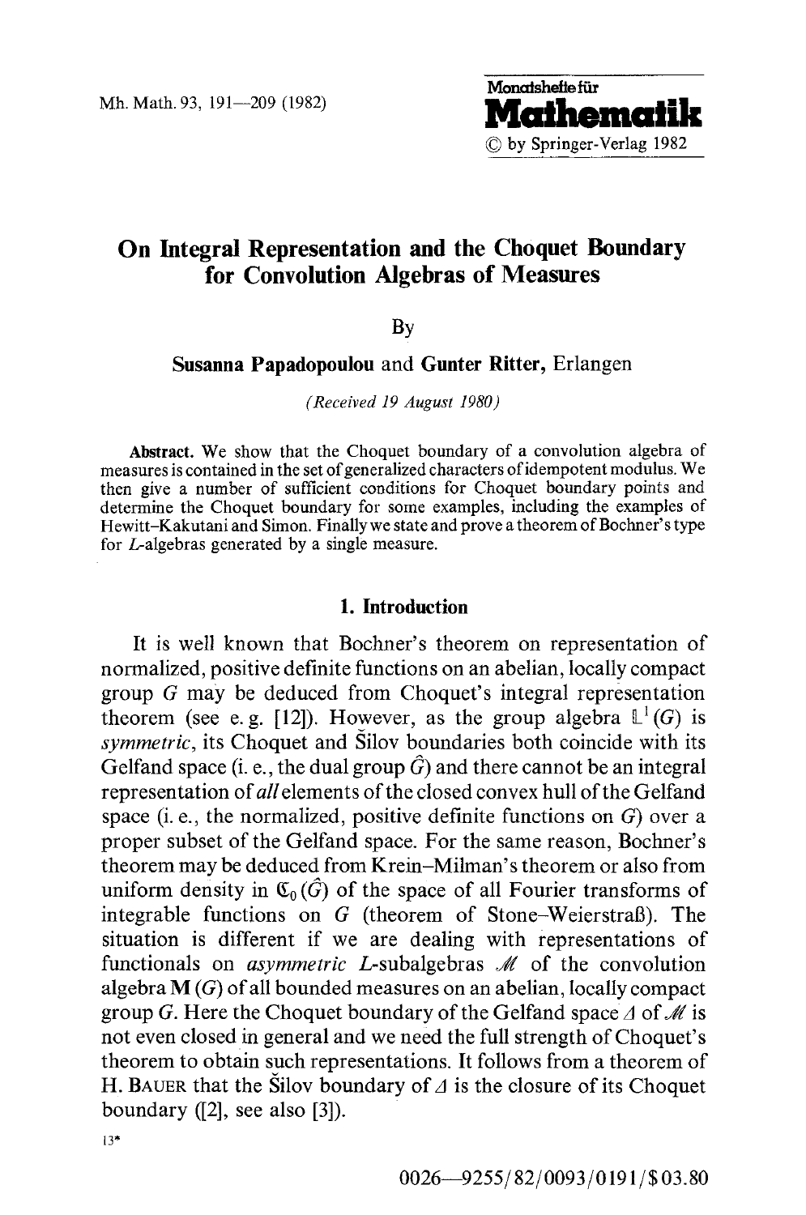# On Integral Representation and the Choquet Boundary for Convolution Algebras of Measures

By

**Susanna Papadopoulou** and **Gunter Ritter**, Erlangen

*(Received 19 August 1980)*

**Abstract.** We show that the Choquet boundary of a convolution algebra of measures is contained in the set of generalized characters of idempotent modulus. We then give a number of sufficient conditions for Choquet boundary points and determine the Choquet boundary for some examples, including the examples of Hewitt–Kakutani and Simon. Finally we state and prove a theorem of Bochner's type for $L$-algebras generated by a single measure.

## 1. Introduction

It is well known that Bochner's theorem on representation of normalized, positive definite functions on an abelian, locally compact group $G$ may be deduced from Choquet's integral representation theorem (see e. g. [12]). However, as the group algebra $\mathbb{L}^1(G)$ is *symmetric*, its Choquet and Šilov boundaries both coincide with its Gelfand space (i. e., the dual group $\hat{G}$) and there cannot be an integral representation of *all* elements of the closed convex hull of the Gelfand space (i. e., the normalized, positive definite functions on $G$) over a proper subset of the Gelfand space. For the same reason, Bochner's theorem may be deduced from Krein–Milman's theorem or also from uniform density in $\mathfrak{C}_0(\hat{G})$ of the space of all Fourier transforms of integrable functions on $G$ (theorem of Stone–Weierstraß). The situation is different if we are dealing with representations of functionals on *asymmetric* $L$-subalgebras $\mathcal{M}$ of the convolution algebra $\mathbf{M}(G)$ of all bounded measures on an abelian, locally compact group $G$. Here the Choquet boundary of the Gelfand space $\Delta$ of $\mathcal{M}$ is not even closed in general and we need the full strength of Choquet's theorem to obtain such representations. It follows from a theorem of H. Bauer that the Šilov boundary of $\Delta$ is the closure of its Choquet boundary ([2], see also [3]).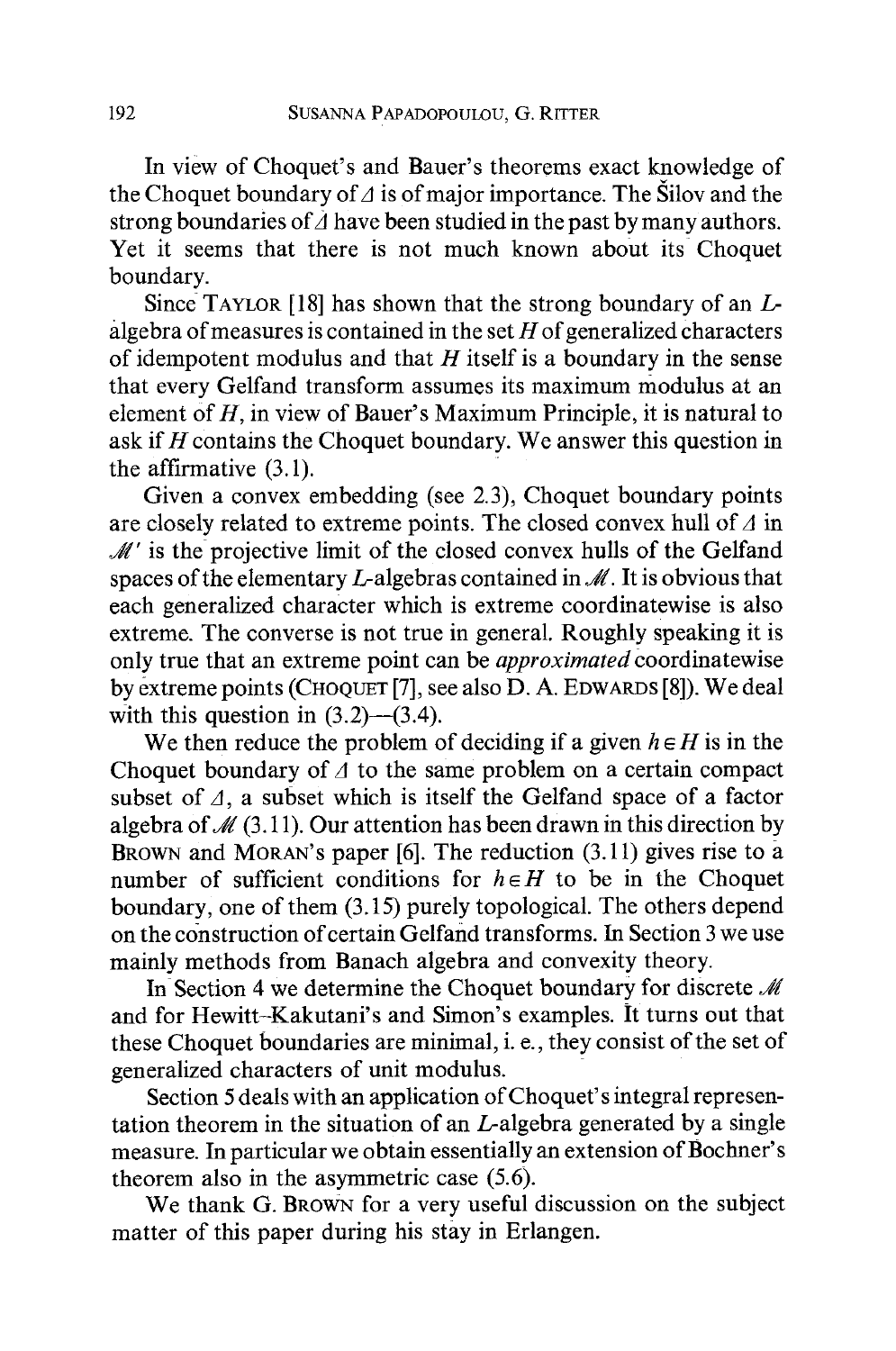In view of Choquet's and Bauer's theorems exact knowledge of the Choquet boundary of $\Delta$ is of major importance. The Šilov and the strong boundaries of $\Delta$ have been studied in the past by many authors. Yet it seems that there is not much known about its Choquet boundary.

Since TAYLOR [18] has shown that the strong boundary of an $L$-algebra of measures is contained in the set $H$ of generalized characters of idempotent modulus and that $H$ itself is a boundary in the sense that every Gelfand transform assumes its maximum modulus at an element of $H$, in view of Bauer's Maximum Principle, it is natural to ask if $H$ contains the Choquet boundary. We answer this question in the affirmative (3.1).

Given a convex embedding (see 2.3), Choquet boundary points are closely related to extreme points. The closed convex hull of $\Delta$ in $\mathcal{M}'$ is the projective limit of the closed convex hulls of the Gelfand spaces of the elementary $L$-algebras contained in $\mathcal{M}$. It is obvious that each generalized character which is extreme coordinatewise is also extreme. The converse is not true in general. Roughly speaking it is only true that an extreme point can be *approximated* coordinatewise by extreme points (CHOQUET [7], see also D. A. EDWARDS [8]). We deal with this question in (3.2)—(3.4).

We then reduce the problem of deciding if a given $h \in H$ is in the Choquet boundary of $\Delta$ to the same problem on a certain compact subset of $\Delta$, a subset which is itself the Gelfand space of a factor algebra of $\mathcal{M}$ (3.11). Our attention has been drawn in this direction by BROWN and MORAN's paper [6]. The reduction (3.11) gives rise to a number of sufficient conditions for $h \in H$ to be in the Choquet boundary, one of them (3.15) purely topological. The others depend on the construction of certain Gelfand transforms. In Section 3 we use mainly methods from Banach algebra and convexity theory.

In Section 4 we determine the Choquet boundary for discrete $\mathcal{M}$ and for Hewitt–Kakutani's and Simon's examples. It turns out that these Choquet boundaries are minimal, i. e., they consist of the set of generalized characters of unit modulus.

Section 5 deals with an application of Choquet's integral representation theorem in the situation of an $L$-algebra generated by a single measure. In particular we obtain essentially an extension of Bochner's theorem also in the asymmetric case (5.6).

We thank G. BROWN for a very useful discussion on the subject matter of this paper during his stay in Erlangen.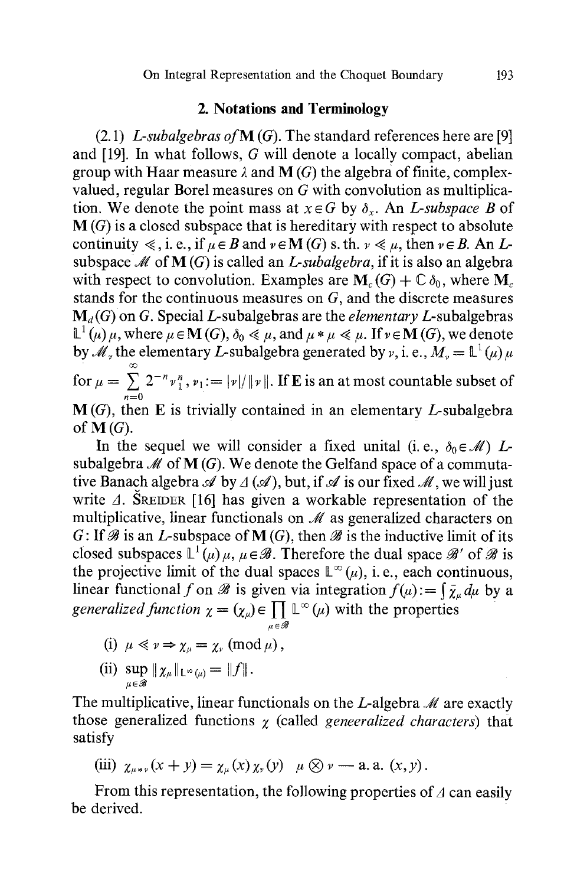## 2. Notations and Terminology

(2.1) *L-subalgebras of* $\mathbf{M}(G)$. The standard references here are [9] and [19]. In what follows, $G$ will denote a locally compact, abelian group with Haar measure $\lambda$ and $\mathbf{M}(G)$ the algebra of finite, complex-valued, regular Borel measures on $G$ with convolution as multiplication. We denote the point mass at $x \in G$ by $\delta_x$. An *L-subspace* $B$ of $\mathbf{M}(G)$ is a closed subspace that is hereditary with respect to absolute continuity $\ll$, i.e., if $\mu \in B$ and $\nu \in \mathbf{M}(G)$ s.th. $\nu \ll \mu$, then $\nu \in B$. An $L$-subspace $\mathscr{M}$ of $\mathbf{M}(G)$ is called an *L-subalgebra*, if it is also an algebra with respect to convolution. Examples are $\mathbf{M}_c(G) + \mathbb{C}\,\delta_0$, where $\mathbf{M}_c$ stands for the continuous measures on $G$, and the discrete measures $\mathbf{M}_d(G)$ on $G$. Special $L$-subalgebras are the *elementary* $L$-subalgebras $\mathbb{L}^1(\mu)\,\mu$, where $\mu \in \mathbf{M}(G)$, $\delta_0 \ll \mu$, and $\mu * \mu \ll \mu$. If $\nu \in \mathbf{M}(G)$, we denote by $\mathscr{M}_\nu$ the elementary $L$-subalgebra generated by $\nu$, i.e., $M_\nu = \mathbb{L}^1(\mu)\,\mu$ for $\mu = \sum_{n=0}^{\infty} 2^{-n} \nu_1^n$, $\nu_1 := |\nu|/\|\nu\|$. If $\mathbf{E}$ is an at most countable subset of $\mathbf{M}(G)$, then $\mathbf{E}$ is trivially contained in an elementary $L$-subalgebra of $\mathbf{M}(G)$.

In the sequel we will consider a fixed unital (i.e., $\delta_0 \in \mathscr{M}$) $L$-subalgebra $\mathscr{M}$ of $\mathbf{M}(G)$. We denote the Gelfand space of a commutative Banach algebra $\mathscr{A}$ by $\Delta(\mathscr{A})$, but, if $\mathscr{A}$ is our fixed $\mathscr{M}$, we will just write $\Delta$. Šreider [16] has given a workable representation of the multiplicative, linear functionals on $\mathscr{M}$ as generalized characters on $G$: If $\mathscr{B}$ is an $L$-subspace of $\mathbf{M}(G)$, then $\mathscr{B}$ is the inductive limit of its closed subspaces $\mathbb{L}^1(\mu)\,\mu$, $\mu \in \mathscr{B}$. Therefore the dual space $\mathscr{B}'$ of $\mathscr{B}$ is the projective limit of the dual spaces $\mathbb{L}^\infty(\mu)$, i.e., each continuous, linear functional $f$ on $\mathscr{B}$ is given via integration $f(\mu) := \int \bar{\chi}_\mu \, d\mu$ by a *generalized function* $\chi = (\chi_\mu) \in \prod_{\mu \in \mathscr{B}} \mathbb{L}^\infty(\mu)$ with the properties

(i) $\mu \ll \nu \Rightarrow \chi_\mu = \chi_\nu \pmod{\mu}$,

(ii) $\sup_{\mu \in \mathscr{B}} \|\chi_\mu\|_{\mathbb{L}^\infty(\mu)} = \|f\|$.

The multiplicative, linear functionals on the $L$-algebra $\mathscr{M}$ are exactly those generalized functions $\chi$ (called *geneeralized characters*) that satisfy

(iii) $\chi_{\mu * \nu}(x+y) = \chi_\mu(x)\,\chi_\nu(y) \quad \mu \otimes \nu$ — a.a. $(x, y)$.

From this representation, the following properties of $\Delta$ can easily be derived.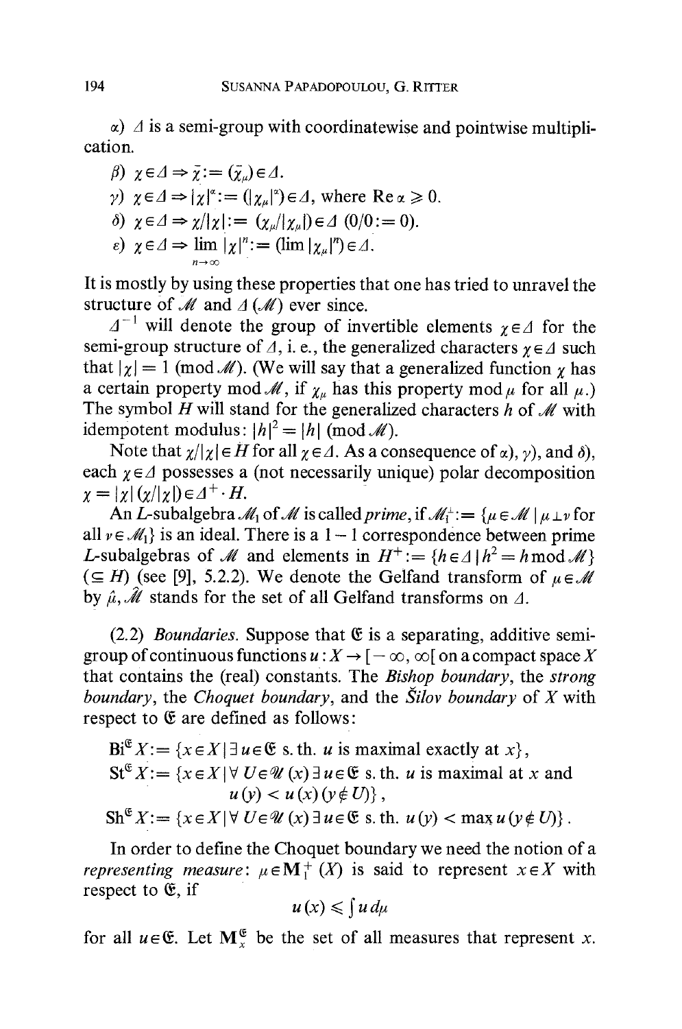α) $\Delta$ is a semi-group with coordinatewise and pointwise multiplication.

β) $\chi \in \Delta \Rightarrow \bar{\chi} := (\bar{\chi}_\mu) \in \Delta$.

γ) $\chi \in \Delta \Rightarrow |\chi|^\alpha := (|\chi_\mu|^\alpha) \in \Delta$, where $\operatorname{Re} \alpha \geqslant 0$.

δ) $\chi \in \Delta \Rightarrow \chi/|\chi| := (\chi_\mu/|\chi_\mu|) \in \Delta$ $(0/0 := 0)$.

ε) $\chi \in \Delta \Rightarrow \lim\limits_{n \to \infty} |\chi|^n := (\lim |\chi_\mu|^n) \in \Delta$.

It is mostly by using these properties that one has tried to unravel the structure of $\mathcal{M}$ and $\Delta(\mathcal{M})$ ever since.

$\Delta^{-1}$ will denote the group of invertible elements $\chi \in \Delta$ for the semi-group structure of $\Delta$, i. e., the generalized characters $\chi \in \Delta$ such that $|\chi| = 1 \pmod{\mathcal{M}}$. (We will say that a generalized function $\chi$ has a certain property mod $\mathcal{M}$, if $\chi_\mu$ has this property mod $\mu$ for all $\mu$.) The symbol $H$ will stand for the generalized characters $h$ of $\mathcal{M}$ with idempotent modulus: $|h|^2 = |h| \pmod{\mathcal{M}}$.

Note that $\chi/|\chi| \in H$ for all $\chi \in \Delta$. As a consequence of α), γ), and δ), each $\chi \in \Delta$ possesses a (not necessarily unique) polar decomposition $\chi = |\chi| \, (\chi/|\chi|) \in \Delta^+ \cdot H$.

An $L$-subalgebra $\mathcal{M}_1$ of $\mathcal{M}$ is called *prime*, if $\mathcal{M}_1^\perp := \{\mu \in \mathcal{M} \mid \mu \perp \nu$ for all $\nu \in \mathcal{M}_1\}$ is an ideal. There is a $1-1$ correspondence between prime $L$-subalgebras of $\mathcal{M}$ and elements in $H^+ := \{h \in \Delta \mid h^2 = h \bmod \mathcal{M}\}$ $(\subseteq H)$ (see [9], 5.2.2). We denote the Gelfand transform of $\mu \in \mathcal{M}$ by $\hat{\mu}$, $\hat{\mathcal{M}}$ stands for the set of all Gelfand transforms on $\Delta$.

(2.2) *Boundaries.* Suppose that $\mathfrak{E}$ is a separating, additive semi-group of continuous functions $u : X \to [-\infty, \infty[$ on a compact space $X$ that contains the (real) constants. The *Bishop boundary*, the *strong boundary*, the *Choquet boundary*, and the *Šilov boundary* of $X$ with respect to $\mathfrak{E}$ are defined as follows:

$\mathrm{Bi}^{\mathfrak{E}} X := \{x \in X \mid \exists\, u \in \mathfrak{E}$ s. th. $u$ is maximal exactly at $x\}$,

$\mathrm{St}^{\mathfrak{E}} X := \{x \in X \mid \forall\, U \in \mathcal{U}(x)\, \exists\, u \in \mathfrak{E}$ s. th. $u$ is maximal at $x$ and $u(y) < u(x)\, (y \notin U)\}$,

$\mathrm{Sh}^{\mathfrak{E}} X := \{x \in X \mid \forall\, U \in \mathcal{U}(x)\, \exists\, u \in \mathfrak{E}$ s. th. $u(y) < \max u\, (y \notin U)\}$.

In order to define the Choquet boundary we need the notion of a *representing measure*: $\mu \in \mathbf{M}_1^+(X)$ is said to represent $x \in X$ with respect to $\mathfrak{E}$, if

$$u(x) \leqslant \int u \, d\mu$$

for all $u \in \mathfrak{E}$. Let $\mathbf{M}_x^{\mathfrak{E}}$ be the set of all measures that represent $x$.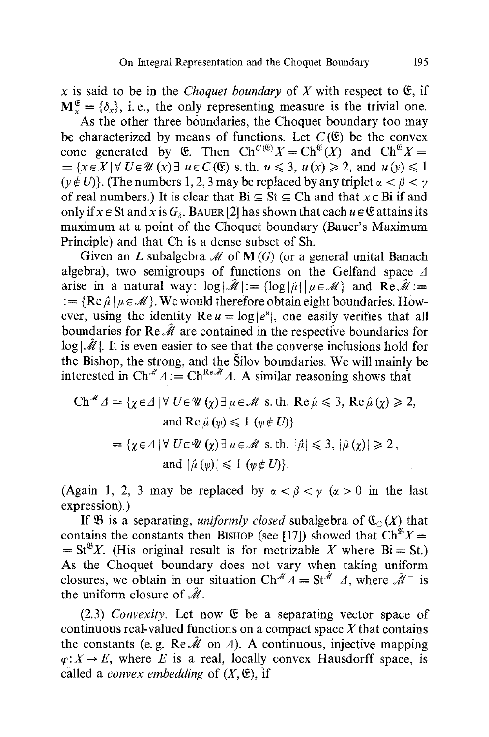$x$ is said to be in the *Choquet boundary* of $X$ with respect to $\mathfrak{E}$, if $\mathbf{M}_x^{\mathfrak{E}} = \{\delta_x\}$, i.e., the only representing measure is the trivial one.

As the other three boundaries, the Choquet boundary too may be characterized by means of functions. Let $C(\mathfrak{E})$ be the convex cone generated by $\mathfrak{E}$. Then $\mathrm{Ch}^{C(\mathfrak{E})}X = \mathrm{Ch}^{\mathfrak{E}}(X)$ and $\mathrm{Ch}^{\mathfrak{E}}X = \{x \in X \mid \forall\, U \in \mathscr{U}(x)\, \exists\, u \in C(\mathfrak{E}) \text{ s.th. } u \leqslant 3,\ u(x) \geqslant 2, \text{ and } u(y) \leqslant 1\ (y \notin U)\}$. (The numbers 1, 2, 3 may be replaced by any triplet $\alpha < \beta < \gamma$ of real numbers.) It is clear that $\mathrm{Bi} \subseteq \mathrm{St} \subseteq \mathrm{Ch}$ and that $x \in \mathrm{Bi}$ if and only if $x \in \mathrm{St}$ and $x$ is $G_\delta$. BAUER [2] has shown that each $u \in \mathfrak{E}$ attains its maximum at a point of the Choquet boundary (Bauer's Maximum Principle) and that Ch is a dense subset of Sh.

Given an $L$ subalgebra $\mathscr{M}$ of $\mathbf{M}(G)$ (or a general unital Banach algebra), two semigroups of functions on the Gelfand space $\Delta$ arise in a natural way: $\log|\hat{\mathscr{M}}| := \{\log|\hat{\mu}| \mid \mu \in \mathscr{M}\}$ and $\mathrm{Re}\,\hat{\mathscr{M}} := \{\mathrm{Re}\,\hat{\mu} \mid \mu \in \mathscr{M}\}$. We would therefore obtain eight boundaries. However, using the identity $\mathrm{Re}\,u = \log|e^u|$, one easily verifies that all boundaries for $\mathrm{Re}\,\hat{\mathscr{M}}$ are contained in the respective boundaries for $\log|\hat{\mathscr{M}}|$. It is even easier to see that the converse inclusions hold for the Bishop, the strong, and the Šilov boundaries. We will mainly be interested in $\mathrm{Ch}^{\mathscr{M}}\Delta := \mathrm{Ch}^{\mathrm{Re}\,\hat{\mathscr{M}}}\Delta$. A similar reasoning shows that

$$\begin{aligned}
\mathrm{Ch}^{\mathscr{M}}\Delta &= \{\chi \in \Delta \mid \forall\, U \in \mathscr{U}(\chi)\, \exists\, \mu \in \mathscr{M} \text{ s.th. } \mathrm{Re}\,\hat{\mu} \leqslant 3,\ \mathrm{Re}\,\hat{\mu}(\chi) \geqslant 2, \\
&\qquad \text{and } \mathrm{Re}\,\hat{\mu}(\psi) \leqslant 1\ (\psi \notin U)\} \\
&= \{\chi \in \Delta \mid \forall\, U \in \mathscr{U}(\chi)\, \exists\, \mu \in \mathscr{M} \text{ s.th. } |\hat{\mu}| \leqslant 3,\ |\hat{\mu}(\chi)| \geqslant 2, \\
&\qquad \text{and } |\hat{\mu}(\psi)| \leqslant 1\ (\psi \notin U)\}.
\end{aligned}$$

(Again 1, 2, 3 may be replaced by $\alpha < \beta < \gamma$ ($\alpha > 0$ in the last expression).)

If $\mathfrak{B}$ is a separating, *uniformly closed* subalgebra of $\mathfrak{C}_{\mathbb{C}}(X)$ that contains the constants then BISHOP (see [17]) showed that $\mathrm{Ch}^{\mathfrak{B}}X = \mathrm{St}^{\mathfrak{B}}X$. (His original result is for metrizable $X$ where $\mathrm{Bi} = \mathrm{St}$.) As the Choquet boundary does not vary when taking uniform closures, we obtain in our situation $\mathrm{Ch}^{\mathscr{M}}\Delta = \mathrm{St}^{\hat{\mathscr{M}}^-}\Delta$, where $\hat{\mathscr{M}}^-$ is the uniform closure of $\hat{\mathscr{M}}$.

(2.3) *Convexity.* Let now $\mathfrak{E}$ be a separating vector space of continuous real-valued functions on a compact space $X$ that contains the constants (e.g. $\mathrm{Re}\,\hat{\mathscr{M}}$ on $\Delta$). A continuous, injective mapping $\varphi: X \to E$, where $E$ is a real, locally convex Hausdorff space, is called a *convex embedding* of $(X, \mathfrak{E})$, if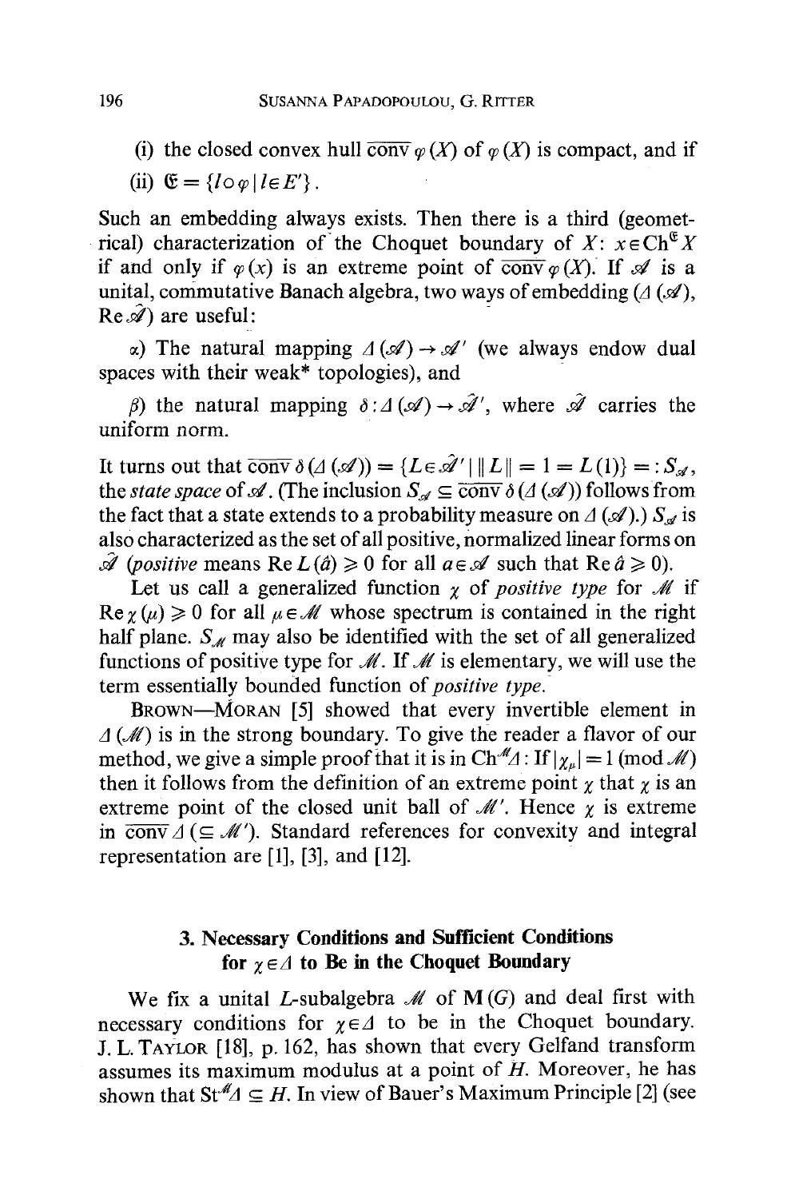(i) the closed convex hull $\overline{\text{conv}}\,\varphi(X)$ of $\varphi(X)$ is compact, and if

(ii) $\mathfrak{E} = \{l \circ \varphi \mid l \in E'\}$.

Such an embedding always exists. Then there is a third (geometrical) characterization of the Choquet boundary of $X$: $x \in \mathrm{Ch}^{\mathfrak{E}} X$ if and only if $\varphi(x)$ is an extreme point of $\overline{\text{conv}}\,\varphi(X)$. If $\mathscr{A}$ is a unital, commutative Banach algebra, two ways of embedding $(\Delta(\mathscr{A}), \mathrm{Re}\,\hat{\mathscr{A}})$ are useful:

α) The natural mapping $\Delta(\mathscr{A}) \to \mathscr{A}'$ (we always endow dual spaces with their weak* topologies), and

β) the natural mapping $\delta : \Delta(\mathscr{A}) \to \hat{\mathscr{A}}'$, where $\hat{\mathscr{A}}$ carries the uniform norm.

It turns out that $\overline{\text{conv}}\,\delta(\Delta(\mathscr{A})) = \{L \in \hat{\mathscr{A}}' \mid \|L\| = 1 = L(1)\} =: S_{\mathscr{A}}$, the *state space* of $\mathscr{A}$. (The inclusion $S_{\mathscr{A}} \subseteq \overline{\text{conv}}\,\delta(\Delta(\mathscr{A}))$ follows from the fact that a state extends to a probability measure on $\Delta(\mathscr{A})$.) $S_{\mathscr{A}}$ is also characterized as the set of all positive, normalized linear forms on $\hat{\mathscr{A}}$ (*positive* means $\mathrm{Re}\,L(\hat{a}) \geqslant 0$ for all $a \in \mathscr{A}$ such that $\mathrm{Re}\,\hat{a} \geqslant 0$).

Let us call a generalized function $\chi$ of *positive type* for $\mathscr{M}$ if $\mathrm{Re}\,\chi(\mu) \geqslant 0$ for all $\mu \in \mathscr{M}$ whose spectrum is contained in the right half plane. $S_{\mathscr{M}}$ may also be identified with the set of all generalized functions of positive type for $\mathscr{M}$. If $\mathscr{M}$ is elementary, we will use the term essentially bounded function of *positive type.*

Brown—Moran [5] showed that every invertible element in $\Delta(\mathscr{M})$ is in the strong boundary. To give the reader a flavor of our method, we give a simple proof that it is in $\mathrm{Ch}^{\mathscr{M}}\Delta$: If $|\chi_\mu| = 1 \pmod{\mathscr{M}}$ then it follows from the definition of an extreme point $\chi$ that $\chi$ is an extreme point of the closed unit ball of $\mathscr{M}'$. Hence $\chi$ is extreme in $\overline{\text{conv}}\,\Delta\ (\subseteq \mathscr{M}')$. Standard references for convexity and integral representation are [1], [3], and [12].

## 3. Necessary Conditions and Sufficient Conditions for $\chi \in \Delta$ to Be in the Choquet Boundary

We fix a unital $L$-subalgebra $\mathscr{M}$ of $\mathbf{M}(G)$ and deal first with necessary conditions for $\chi \in \Delta$ to be in the Choquet boundary. J. L. Taylor [18], p. 162, has shown that every Gelfand transform assumes its maximum modulus at a point of $H$. Moreover, he has shown that $\mathrm{St}^{\mathscr{M}}\Delta \subseteq H$. In view of Bauer's Maximum Principle [2] (see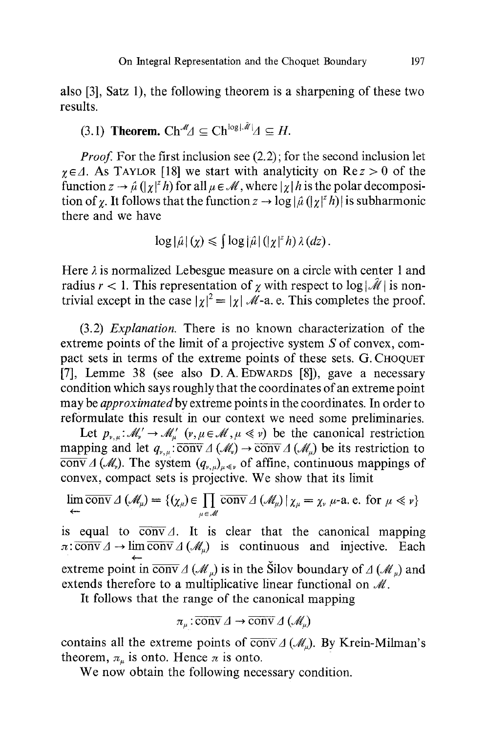also [3], Satz 1), the following theorem is a sharpening of these two results.

(3.1) **Theorem.** $\mathrm{Ch}^{\mathcal{M}}\Delta \subseteq \mathrm{Ch}^{\log|\hat{\mathcal{M}}|}\Delta \subseteq H$.

*Proof.* For the first inclusion see (2.2); for the second inclusion let $\chi \in \Delta$. As Taylor [18] we start with analyticity on $\operatorname{Re} z > 0$ of the function $z \to \hat{\mu}(|\chi|^z h)$ for all $\mu \in \mathcal{M}$, where $|\chi| h$ is the polar decomposition of $\chi$. It follows that the function $z \to \log|\hat{\mu}(|\chi|^z h)|$ is subharmonic there and we have

$$\log|\hat{\mu}|(\chi) \leqslant \int \log|\hat{\mu}|(|\chi|^z h)\,\lambda(dz).$$

Here $\lambda$ is normalized Lebesgue measure on a circle with center 1 and radius $r < 1$. This representation of $\chi$ with respect to $\log|\hat{\mathcal{M}}|$ is non-trivial except in the case $|\chi|^2 = |\chi|$ $\mathcal{M}$-a.e. This completes the proof.

(3.2) *Explanation.* There is no known characterization of the extreme points of the limit of a projective system $S$ of convex, compact sets in terms of the extreme points of these sets. G. Choquet [7], Lemme 38 (see also D. A. Edwards [8]), gave a necessary condition which says roughly that the coordinates of an extreme point may be *approximated* by extreme points in the coordinates. In order to reformulate this result in our context we need some preliminaries.

Let $p_{\nu,\mu}: \mathcal{M}_\nu' \to \mathcal{M}_\mu'$ ($\nu, \mu \in \mathcal{M}, \mu \ll \nu$) be the canonical restriction mapping and let $q_{\nu,\mu}: \overline{\operatorname{conv}}\,\Delta(\mathcal{M}_\nu) \to \overline{\operatorname{conv}}\,\Delta(\mathcal{M}_\mu)$ be its restriction to $\overline{\operatorname{conv}}\,\Delta(\mathcal{M}_\nu)$. The system $(q_{\nu,\mu})_{\mu \ll \nu}$ of affine, continuous mappings of convex, compact sets is projective. We show that its limit

$$\varprojlim \overline{\operatorname{conv}}\,\Delta(\mathcal{M}_\mu) = \{(\chi_\mu) \in \prod_{\mu \in \mathcal{M}} \overline{\operatorname{conv}}\,\Delta(\mathcal{M}_\mu) \mid \chi_\mu = \chi_\nu \ \mu\text{-a.e. for } \mu \ll \nu\}$$

is equal to $\overline{\operatorname{conv}}\,\Delta$. It is clear that the canonical mapping $\pi: \overline{\operatorname{conv}}\,\Delta \to \varprojlim \overline{\operatorname{conv}}\,\Delta(\mathcal{M}_\mu)$ is continuous and injective. Each extreme point in $\overline{\operatorname{conv}}\,\Delta(\mathcal{M}_\mu)$ is in the Šilov boundary of $\Delta(\mathcal{M}_\mu)$ and extends therefore to a multiplicative linear functional on $\mathcal{M}$.

It follows that the range of the canonical mapping

$$\pi_\mu: \overline{\operatorname{conv}}\,\Delta \to \overline{\operatorname{conv}}\,\Delta(\mathcal{M}_\mu)$$

contains all the extreme points of $\overline{\operatorname{conv}}\,\Delta(\mathcal{M}_\mu)$. By Krein-Milman's theorem, $\pi_\mu$ is onto. Hence $\pi$ is onto.

We now obtain the following necessary condition.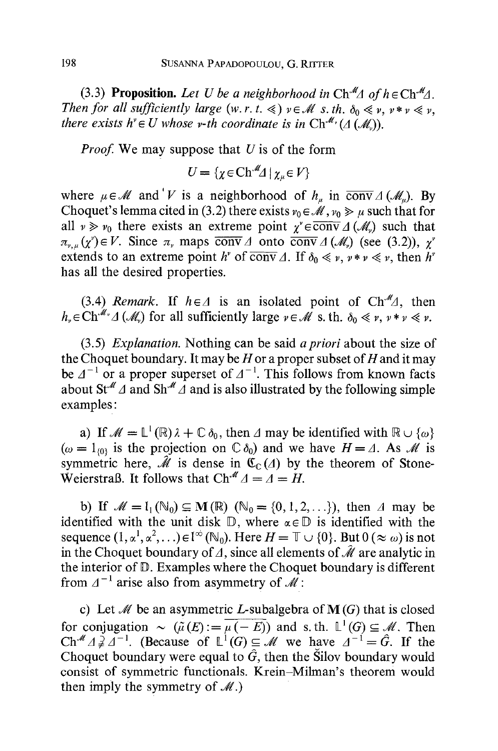**(3.3) Proposition.** *Let $U$ be a neighborhood in $\mathrm{Ch}^{\mathcal{M}}\Delta$ of $h \in \mathrm{Ch}^{\mathcal{M}}\Delta$. Then for all sufficiently large (w.r.t. $\ll$) $\nu \in \mathcal{M}$ s.th. $\delta_0 \ll \nu$, $\nu * \nu \ll \nu$, there exists $h^\nu \in U$ whose $\nu$-th coordinate is in $\mathrm{Ch}^{\mathcal{M}_\nu}(\Delta(\mathcal{M}_\nu))$.*

*Proof.* We may suppose that $U$ is of the form

$$U = \{\chi \in \mathrm{Ch}^{\mathcal{M}}\Delta \mid \chi_\mu \in V\}$$

where $\mu \in \mathcal{M}$ and $V$ is a neighborhood of $h_\mu$ in $\overline{\mathrm{conv}}\,\Delta(\mathcal{M}_\mu)$. By Choquet's lemma cited in (3.2) there exists $\nu_0 \in \mathcal{M}$, $\nu_0 \gg \mu$ such that for all $\nu \gg \nu_0$ there exists an extreme point $\chi^\nu \in \overline{\mathrm{conv}}\,\Delta(\mathcal{M}_\nu)$ such that $\pi_{\nu,\mu}(\chi^\nu) \in V$. Since $\pi_\nu$ maps $\overline{\mathrm{conv}}\,\Delta$ onto $\overline{\mathrm{conv}}\,\Delta(\mathcal{M}_\nu)$ (see (3.2)), $\chi^\nu$ extends to an extreme point $h^\nu$ of $\overline{\mathrm{conv}}\,\Delta$. If $\delta_0 \ll \nu$, $\nu * \nu \ll \nu$, then $h^\nu$ has all the desired properties.

(3.4) *Remark.* If $h \in \Delta$ is an isolated point of $\mathrm{Ch}^{\mathcal{M}}\Delta$, then $h_\nu \in \mathrm{Ch}^{\mathcal{M}_\nu}\Delta(\mathcal{M}_\nu)$ for all sufficiently large $\nu \in \mathcal{M}$ s.th. $\delta_0 \ll \nu$, $\nu * \nu \ll \nu$.

(3.5) *Explanation.* Nothing can be said *a priori* about the size of the Choquet boundary. It may be $H$ or a proper subset of $H$ and it may be $\Delta^{-1}$ or a proper superset of $\Delta^{-1}$. This follows from known facts about $\mathrm{St}^{\mathcal{M}}\Delta$ and $\mathrm{Sh}^{\mathcal{M}}\Delta$ and is also illustrated by the following simple examples:

a) If $\mathcal{M} = \mathbb{L}^1(\mathbb{R})\lambda + \mathbb{C}\,\delta_0$, then $\Delta$ may be identified with $\mathbb{R} \cup \{\omega\}$ ($\omega = 1_{\{0\}}$ is the projection on $\mathbb{C}\,\delta_0$) and we have $H = \Delta$. As $\mathcal{M}$ is symmetric here, $\hat{\mathcal{M}}$ is dense in $\mathfrak{C}_{\mathbb{C}}(\Delta)$ by the theorem of Stone-Weierstraß. It follows that $\mathrm{Ch}^{\mathcal{M}}\Delta = \Delta = H$.

b) If $\mathcal{M} = \mathrm{l}_1(\mathbb{N}_0) \subseteq \mathbf{M}(\mathbb{R})$ ($\mathbb{N}_0 = \{0, 1, 2, \ldots\}$), then $\Delta$ may be identified with the unit disk $\mathbb{D}$, where $\alpha \in \mathbb{D}$ is identified with the sequence $(1, \alpha^1, \alpha^2, \ldots) \in \mathrm{l}^\infty(\mathbb{N}_0)$. Here $H = \mathbb{T} \cup \{0\}$. But $0$ ($\approx \omega$) is not in the Choquet boundary of $\Delta$, since all elements of $\hat{\mathcal{M}}$ are analytic in the interior of $\mathbb{D}$. Examples where the Choquet boundary is different from $\Delta^{-1}$ arise also from asymmetry of $\mathcal{M}$:

c) Let $\mathcal{M}$ be an asymmetric $L$-subalgebra of $\mathbf{M}(G)$ that is closed for conjugation $\sim$ ($\tilde{\mu}(E) := \overline{\mu(-E)}$) and s.th. $\mathbb{L}^1(G) \subseteq \mathcal{M}$. Then $\mathrm{Ch}^{\mathcal{M}}\Delta \supsetneq \Delta^{-1}$. (Because of $\mathbb{L}^1(G) \subseteq \mathcal{M}$ we have $\Delta^{-1} = \hat{G}$. If the Choquet boundary were equal to $\hat{G}$, then the Šilov boundary would consist of symmetric functionals. Krein–Milman's theorem would then imply the symmetry of $\mathcal{M}$.)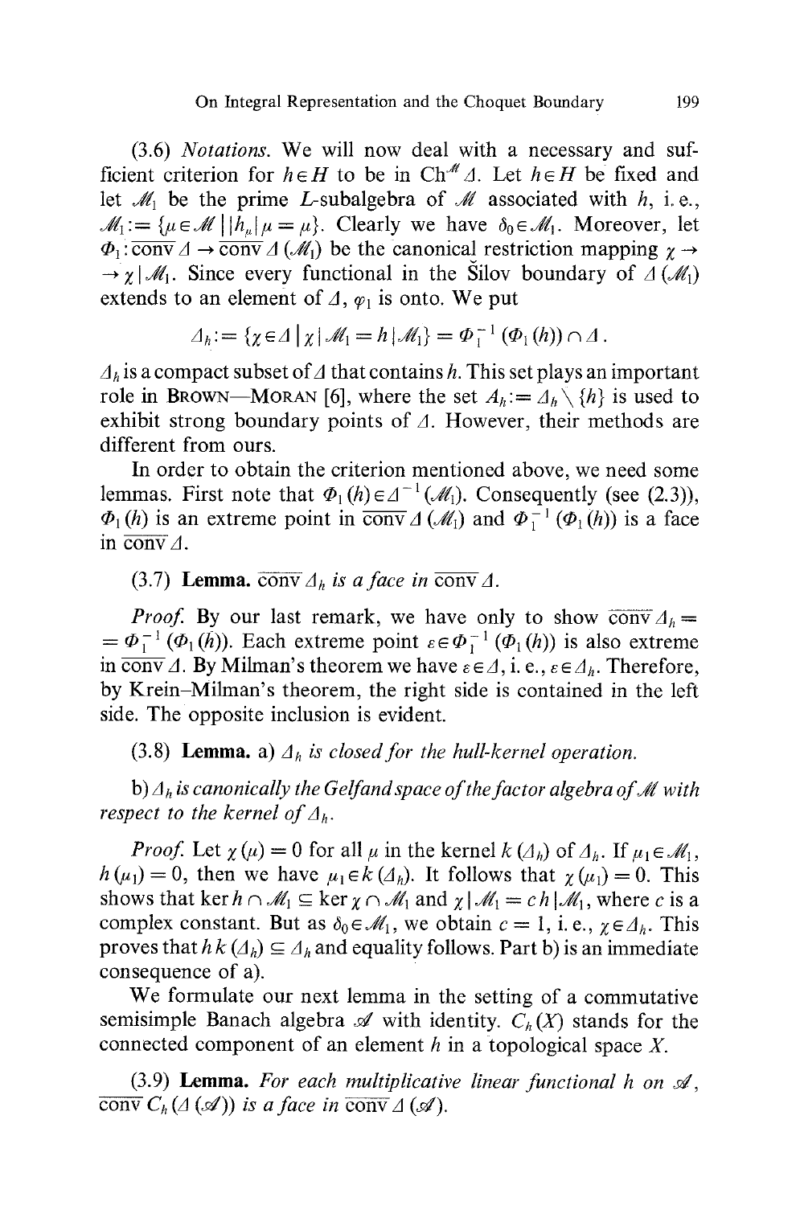(3.6) *Notations.* We will now deal with a necessary and sufficient criterion for $h \in H$ to be in $\mathrm{Ch}^{\mathcal{M}} \Delta$. Let $h \in H$ be fixed and let $\mathcal{M}_1$ be the prime $L$-subalgebra of $\mathcal{M}$ associated with $h$, i. e., $\mathcal{M}_1 := \{\mu \in \mathcal{M} \mid |h_\mu| \mu = \mu\}$. Clearly we have $\delta_0 \in \mathcal{M}_1$. Moreover, let $\Phi_1 : \overline{\mathrm{conv}}\, \Delta \to \overline{\mathrm{conv}}\, \Delta(\mathcal{M}_1)$ be the canonical restriction mapping $\chi \to \chi \mid \mathcal{M}_1$. Since every functional in the Šilov boundary of $\Delta(\mathcal{M}_1)$ extends to an element of $\Delta$, $\varphi_1$ is onto. We put

$$\Delta_h := \{\chi \in \Delta \mid \chi \mid \mathcal{M}_1 = h \mid \mathcal{M}_1\} = \Phi_1^{-1}(\Phi_1(h)) \cap \Delta .$$

$\Delta_h$ is a compact subset of $\Delta$ that contains $h$. This set plays an important role in BROWN—MORAN [6], where the set $A_h := \Delta_h \setminus \{h\}$ is used to exhibit strong boundary points of $\Delta$. However, their methods are different from ours.

In order to obtain the criterion mentioned above, we need some lemmas. First note that $\Phi_1(h) \in \Delta^{-1}(\mathcal{M}_1)$. Consequently (see (2.3)), $\Phi_1(h)$ is an extreme point in $\overline{\mathrm{conv}}\, \Delta(\mathcal{M}_1)$ and $\Phi_1^{-1}(\Phi_1(h))$ is a face in $\overline{\mathrm{conv}}\, \Delta$.

(3.7) **Lemma.** *$\overline{\mathrm{conv}}\, \Delta_h$ is a face in $\overline{\mathrm{conv}}\, \Delta$.*

*Proof.* By our last remark, we have only to show $\overline{\mathrm{conv}}\, \Delta_h = \Phi_1^{-1}(\Phi_1(h))$. Each extreme point $\varepsilon \in \Phi_1^{-1}(\Phi_1(h))$ is also extreme in $\overline{\mathrm{conv}}\, \Delta$. By Milman's theorem we have $\varepsilon \in \Delta$, i. e., $\varepsilon \in \Delta_h$. Therefore, by Krein–Milman's theorem, the right side is contained in the left side. The opposite inclusion is evident.

(3.8) **Lemma.** a) *$\Delta_h$ is closed for the hull-kernel operation.*

b) *$\Delta_h$ is canonically the Gelfand space of the factor algebra of $\mathcal{M}$ with respect to the kernel of $\Delta_h$.*

*Proof.* Let $\chi(\mu) = 0$ for all $\mu$ in the kernel $k(\Delta_h)$ of $\Delta_h$. If $\mu_1 \in \mathcal{M}_1$, $h(\mu_1) = 0$, then we have $\mu_1 \in k(\Delta_h)$. It follows that $\chi(\mu_1) = 0$. This shows that $\ker h \cap \mathcal{M}_1 \subseteq \ker \chi \cap \mathcal{M}_1$ and $\chi \mid \mathcal{M}_1 = c\, h \mid \mathcal{M}_1$, where $c$ is a complex constant. But as $\delta_0 \in \mathcal{M}_1$, we obtain $c = 1$, i. e., $\chi \in \Delta_h$. This proves that $h\, k(\Delta_h) \subseteq \Delta_h$ and equality follows. Part b) is an immediate consequence of a).

We formulate our next lemma in the setting of a commutative semisimple Banach algebra $\mathcal{A}$ with identity. $C_h(X)$ stands for the connected component of an element $h$ in a topological space $X$.

(3.9) **Lemma.** *For each multiplicative linear functional $h$ on $\mathcal{A}$, $\overline{\mathrm{conv}}\, C_h(\Delta(\mathcal{A}))$ is a face in $\overline{\mathrm{conv}}\, \Delta(\mathcal{A})$.*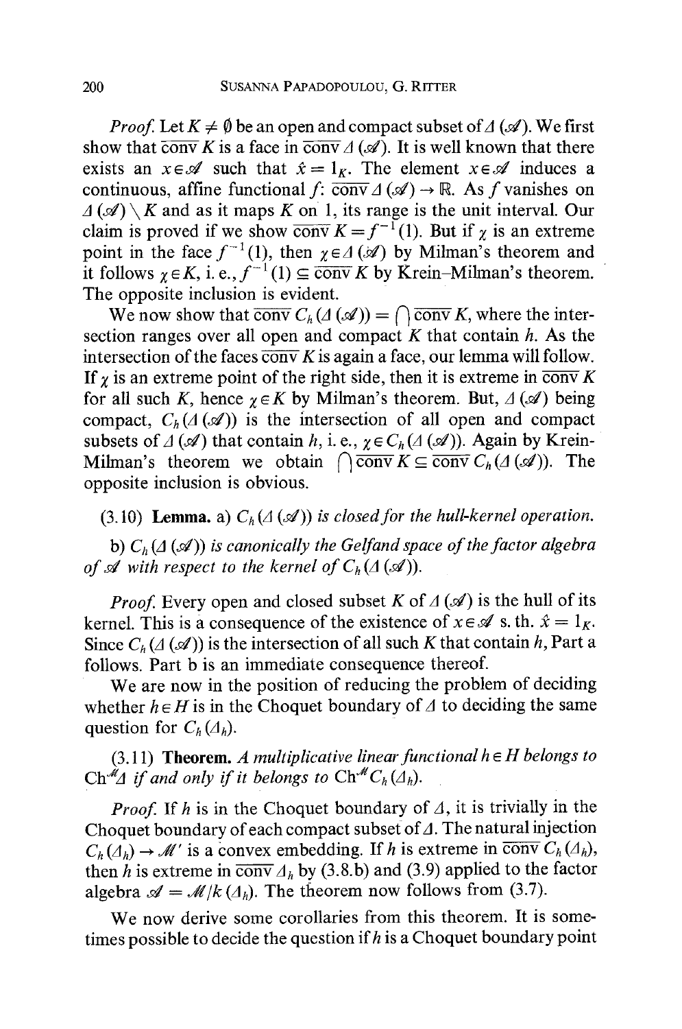*Proof.* Let $K \neq \emptyset$ be an open and compact subset of $\Delta(\mathscr{A})$. We first show that $\overline{\text{conv}}\, K$ is a face in $\overline{\text{conv}}\, \Delta(\mathscr{A})$. It is well known that there exists an $x \in \mathscr{A}$ such that $\hat{x} = 1_K$. The element $x \in \mathscr{A}$ induces a continuous, affine functional $f: \overline{\text{conv}}\, \Delta(\mathscr{A}) \to \mathbb{R}$. As $f$ vanishes on $\Delta(\mathscr{A}) \setminus K$ and as it maps $K$ on 1, its range is the unit interval. Our claim is proved if we show $\overline{\text{conv}}\, K = f^{-1}(1)$. But if $\chi$ is an extreme point in the face $f^{-1}(1)$, then $\chi \in \Delta(\mathscr{A})$ by Milman's theorem and it follows $\chi \in K$, i. e., $f^{-1}(1) \subseteq \overline{\text{conv}}\, K$ by Krein–Milman's theorem. The opposite inclusion is evident.

We now show that $\overline{\text{conv}}\, C_h(\Delta(\mathscr{A})) = \bigcap \overline{\text{conv}}\, K$, where the intersection ranges over all open and compact $K$ that contain $h$. As the intersection of the faces $\overline{\text{conv}}\, K$ is again a face, our lemma will follow. If $\chi$ is an extreme point of the right side, then it is extreme in $\overline{\text{conv}}\, K$ for all such $K$, hence $\chi \in K$ by Milman's theorem. But, $\Delta(\mathscr{A})$ being compact, $C_h(\Delta(\mathscr{A}))$ is the intersection of all open and compact subsets of $\Delta(\mathscr{A})$ that contain $h$, i. e., $\chi \in C_h(\Delta(\mathscr{A}))$. Again by Krein-Milman's theorem we obtain $\bigcap \overline{\text{conv}}\, K \subseteq \overline{\text{conv}}\, C_h(\Delta(\mathscr{A}))$. The opposite inclusion is obvious.

(3.10) **Lemma.** a) *$C_h(\Delta(\mathscr{A}))$ is closed for the hull-kernel operation.*

b) *$C_h(\Delta(\mathscr{A}))$ is canonically the Gelfand space of the factor algebra of $\mathscr{A}$ with respect to the kernel of $C_h(\Delta(\mathscr{A}))$.*

*Proof.* Every open and closed subset $K$ of $\Delta(\mathscr{A})$ is the hull of its kernel. This is a consequence of the existence of $x \in \mathscr{A}$ s. th. $\hat{x} = 1_K$. Since $C_h(\Delta(\mathscr{A}))$ is the intersection of all such $K$ that contain $h$, Part a follows. Part b is an immediate consequence thereof.

We are now in the position of reducing the problem of deciding whether $h \in H$ is in the Choquet boundary of $\Delta$ to deciding the same question for $C_h(\Delta_h)$.

(3.11) **Theorem.** *A multiplicative linear functional $h \in H$ belongs to $\text{Ch}^{\mathscr{M}}\Delta$ if and only if it belongs to $\text{Ch}^{\mathscr{M}} C_h(\Delta_h)$.*

*Proof.* If $h$ is in the Choquet boundary of $\Delta$, it is trivially in the Choquet boundary of each compact subset of $\Delta$. The natural injection $C_h(\Delta_h) \to \mathscr{M}'$ is a convex embedding. If $h$ is extreme in $\overline{\text{conv}}\, C_h(\Delta_h)$, then $h$ is extreme in $\overline{\text{conv}}\, \Delta_h$ by (3.8.b) and (3.9) applied to the factor algebra $\mathscr{A} = \mathscr{M}/k(\Delta_h)$. The theorem now follows from (3.7).

We now derive some corollaries from this theorem. It is sometimes possible to decide the question if $h$ is a Choquet boundary point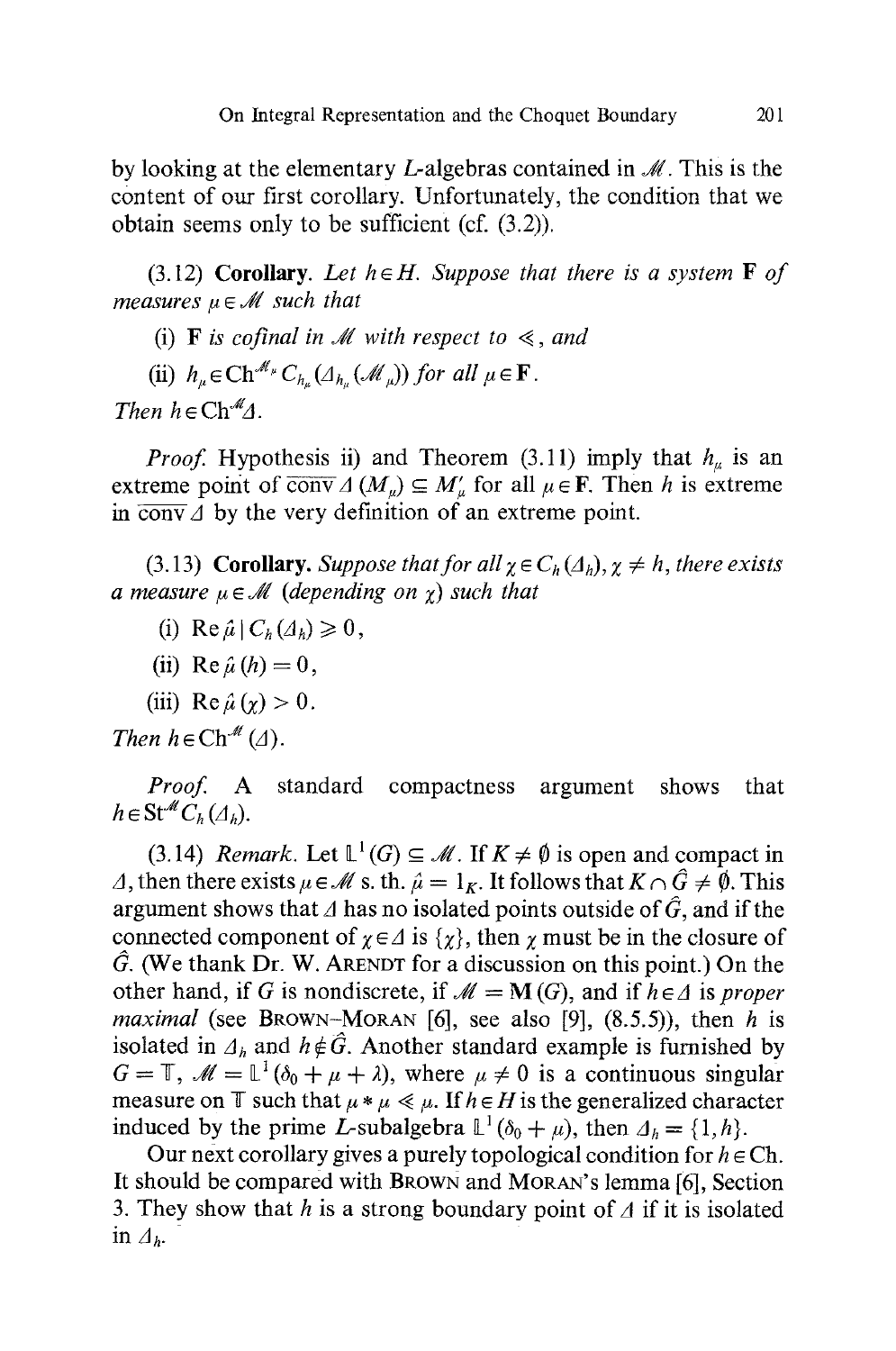by looking at the elementary $L$-algebras contained in $\mathcal{M}$. This is the content of our first corollary. Unfortunately, the condition that we obtain seems only to be sufficient (cf. (3.2)).

(3.12) **Corollary.** *Let $h \in H$. Suppose that there is a system* $\mathbf{F}$ *of measures $\mu \in \mathcal{M}$ such that*

(i) $\mathbf{F}$ *is cofinal in $\mathcal{M}$ with respect to $\ll$, and*

(ii) $h_\mu \in \mathrm{Ch}^{\mathcal{M}_\mu} C_{h_\mu}(\Delta_{h_\mu}(\mathcal{M}_\mu))$ *for all $\mu \in \mathbf{F}$.*

*Then $h \in \mathrm{Ch}^{\mathcal{M}} \Delta$.*

*Proof.* Hypothesis ii) and Theorem (3.11) imply that $h_\mu$ is an extreme point of $\overline{\mathrm{conv}}\,\Delta\,(M_\mu) \subseteq M'_\mu$ for all $\mu \in \mathbf{F}$. Then $h$ is extreme in $\overline{\mathrm{conv}}\,\Delta$ by the very definition of an extreme point.

(3.13) **Corollary.** *Suppose that for all $\chi \in C_h(\Delta_h)$, $\chi \neq h$, there exists a measure $\mu \in \mathcal{M}$ (depending on $\chi$) such that*

(i) $\mathrm{Re}\,\hat{\mu} \mid C_h(\Delta_h) \geqslant 0$,

(ii) $\mathrm{Re}\,\hat{\mu}(h) = 0$,

(iii) $\mathrm{Re}\,\hat{\mu}(\chi) > 0$.

*Then $h \in \mathrm{Ch}^{\mathcal{M}}(\Delta)$.*

*Proof.* A standard compactness argument shows that $h \in \mathrm{St}^{\mathcal{M}} C_h(\Delta_h)$.

(3.14) *Remark.* Let $\mathbb{L}^1(G) \subseteq \mathcal{M}$. If $K \neq \emptyset$ is open and compact in $\Delta$, then there exists $\mu \in \mathcal{M}$ s. th. $\hat{\mu} = 1_K$. It follows that $K \cap \hat{G} \neq \emptyset$. This argument shows that $\Delta$ has no isolated points outside of $\hat{G}$, and if the connected component of $\chi \in \Delta$ is $\{\chi\}$, then $\chi$ must be in the closure of $\hat{G}$. (We thank Dr. W. Arendt for a discussion on this point.) On the other hand, if $G$ is nondiscrete, if $\mathcal{M} = \mathbf{M}(G)$, and if $h \in \Delta$ is *proper maximal* (see Brown–Moran [6], see also [9], (8.5.5)), then $h$ is isolated in $\Delta_h$ and $h \notin \hat{G}$. Another standard example is furnished by $G = \mathbb{T}$, $\mathcal{M} = \mathbb{L}^1(\delta_0 + \mu + \lambda)$, where $\mu \neq 0$ is a continuous singular measure on $\mathbb{T}$ such that $\mu * \mu \ll \mu$. If $h \in H$ is the generalized character induced by the prime $L$-subalgebra $\mathbb{L}^1(\delta_0 + \mu)$, then $\Delta_h = \{1, h\}$.

Our next corollary gives a purely topological condition for $h \in \mathrm{Ch}$. It should be compared with Brown and Moran's lemma [6], Section 3. They show that $h$ is a strong boundary point of $\Delta$ if it is isolated in $\Delta_h$.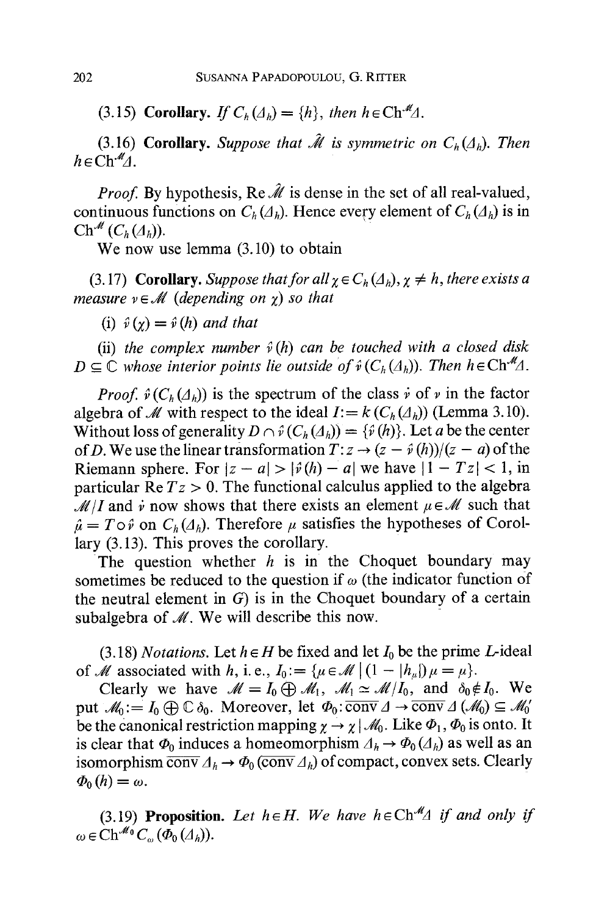(3.15) **Corollary.** *If $C_h(\Delta_h) = \{h\}$, then $h \in \mathrm{Ch}^{\mathcal{M}}\Delta$.*

(3.16) **Corollary.** *Suppose that $\hat{\mathcal{M}}$ is symmetric on $C_h(\Delta_h)$. Then $h \in \mathrm{Ch}^{\mathcal{M}}\Delta$.*

*Proof.* By hypothesis, $\mathrm{Re}\,\hat{\mathcal{M}}$ is dense in the set of all real-valued, continuous functions on $C_h(\Delta_h)$. Hence every element of $C_h(\Delta_h)$ is in $\mathrm{Ch}^{\mathcal{M}}(C_h(\Delta_h))$.

We now use lemma (3.10) to obtain

(3.17) **Corollary.** *Suppose that for all $\chi \in C_h(\Delta_h)$, $\chi \neq h$, there exists a measure $\nu \in \mathcal{M}$ (depending on $\chi$) so that*

*(i) $\hat{\nu}(\chi) = \hat{\nu}(h)$ and that*

*(ii) the complex number $\hat{\nu}(h)$ can be touched with a closed disk $D \subseteq \mathbb{C}$ whose interior points lie outside of $\hat{\nu}(C_h(\Delta_h))$. Then $h \in \mathrm{Ch}^{\mathcal{M}}\Delta$.*

*Proof.* $\hat{\nu}(C_h(\Delta_h))$ is the spectrum of the class $\dot{\nu}$ of $\nu$ in the factor algebra of $\mathcal{M}$ with respect to the ideal $I := k(C_h(\Delta_h))$ (Lemma 3.10). Without loss of generality $D \cap \hat{\nu}(C_h(\Delta_h)) = \{\hat{\nu}(h)\}$. Let $a$ be the center of $D$. We use the linear transformation $T: z \to (z - \hat{\nu}(h))/(z - a)$ of the Riemann sphere. For $|z - a| > |\hat{\nu}(h) - a|$ we have $|1 - Tz| < 1$, in particular $\mathrm{Re}\, Tz > 0$. The functional calculus applied to the algebra $\mathcal{M}/I$ and $\dot{\nu}$ now shows that there exists an element $\mu \in \mathcal{M}$ such that $\hat{\mu} = T \circ \hat{\nu}$ on $C_h(\Delta_h)$. Therefore $\mu$ satisfies the hypotheses of Corollary (3.13). This proves the corollary.

The question whether $h$ is in the Choquet boundary may sometimes be reduced to the question if $\omega$ (the indicator function of the neutral element in $G$) is in the Choquet boundary of a certain subalgebra of $\mathcal{M}$. We will describe this now.

(3.18) *Notations.* Let $h \in H$ be fixed and let $I_0$ be the prime $L$-ideal of $\mathcal{M}$ associated with $h$, i.e., $I_0 := \{\mu \in \mathcal{M} \mid (1 - |h_\mu|)\mu = \mu\}$.

Clearly we have $\mathcal{M} = I_0 \bigoplus \mathcal{M}_1$, $\mathcal{M}_1 \simeq \mathcal{M}/I_0$, and $\delta_0 \notin I_0$. We put $\mathcal{M}_0 := I_0 \bigoplus \mathbb{C}\,\delta_0$. Moreover, let $\Phi_0: \overline{\mathrm{conv}}\,\Delta \to \overline{\mathrm{conv}}\,\Delta\,(\mathcal{M}_0) \subseteq \mathcal{M}_0'$ be the canonical restriction mapping $\chi \to \chi \mid \mathcal{M}_0$. Like $\Phi_1$, $\Phi_0$ is onto. It is clear that $\Phi_0$ induces a homeomorphism $\Delta_h \to \Phi_0(\Delta_h)$ as well as an isomorphism $\overline{\mathrm{conv}}\,\Delta_h \to \Phi_0(\overline{\mathrm{conv}}\,\Delta_h)$ of compact, convex sets. Clearly $\Phi_0(h) = \omega$.

(3.19) **Proposition.** *Let $h \in H$. We have $h \in \mathrm{Ch}^{\mathcal{M}}\Delta$ if and only if $\omega \in \mathrm{Ch}^{\mathcal{M}_0} C_\omega(\Phi_0(\Delta_h))$.*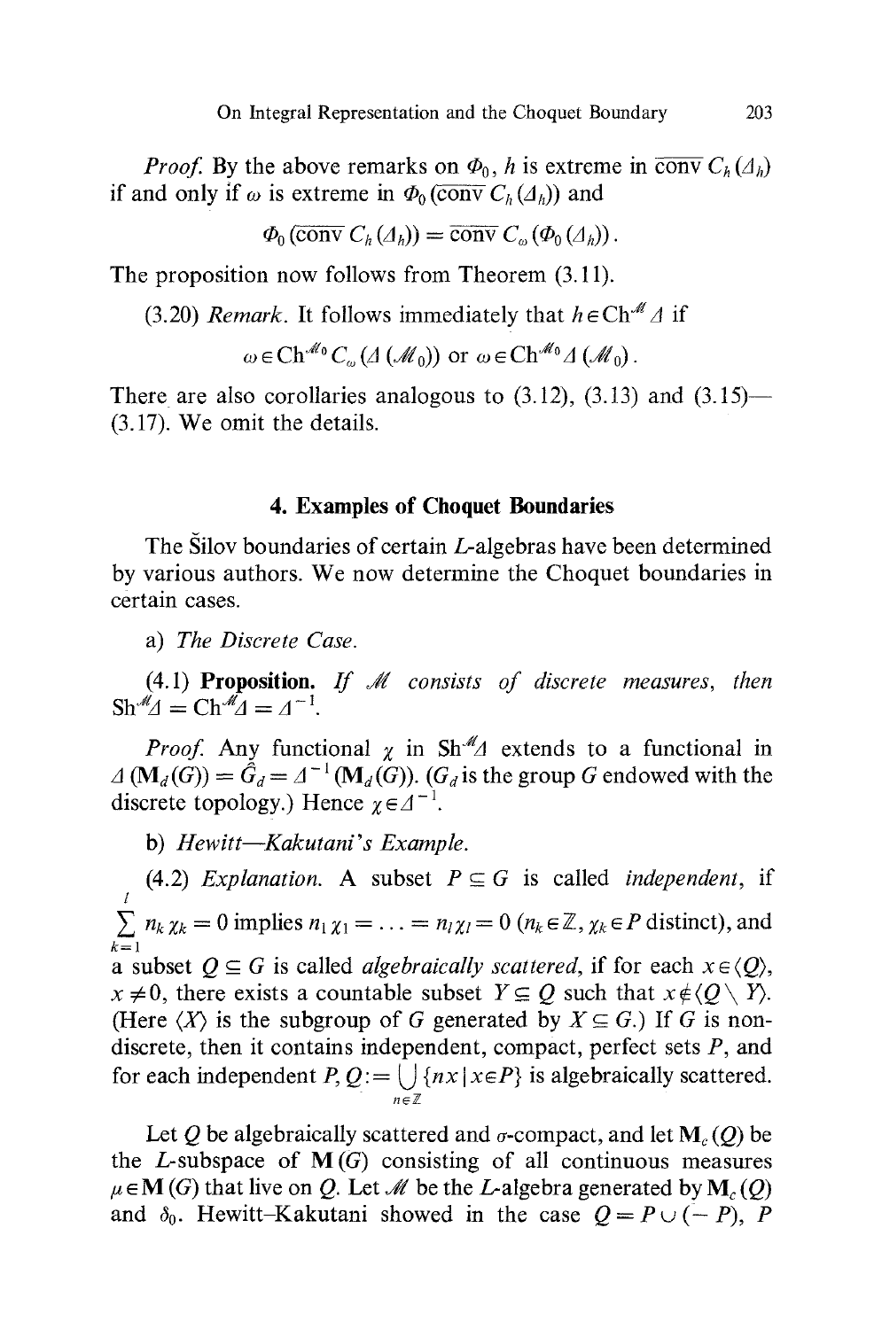*Proof.* By the above remarks on $\Phi_0$, $h$ is extreme in $\overline{\text{conv}}\, C_h(\Delta_h)$ if and only if $\omega$ is extreme in $\Phi_0(\overline{\text{conv}}\, C_h(\Delta_h))$ and

$$\Phi_0(\overline{\text{conv}}\, C_h(\Delta_h)) = \overline{\text{conv}}\, C_\omega(\Phi_0(\Delta_h)).$$

The proposition now follows from Theorem (3.11).

(3.20) *Remark.* It follows immediately that $h \in \mathrm{Ch}^{\mathcal{M}} \Delta$ if

$$\omega \in \mathrm{Ch}^{\mathcal{M}_0} C_\omega(\Delta(\mathcal{M}_0)) \text{ or } \omega \in \mathrm{Ch}^{\mathcal{M}_0} \Delta(\mathcal{M}_0).$$

There are also corollaries analogous to (3.12), (3.13) and (3.15)—(3.17). We omit the details.

## 4. Examples of Choquet Boundaries

The Šilov boundaries of certain $L$-algebras have been determined by various authors. We now determine the Choquet boundaries in certain cases.

a) *The Discrete Case.*

(4.1) **Proposition.** *If $\mathcal{M}$ consists of discrete measures, then* $\mathrm{Sh}^{\mathcal{M}} \Delta = \mathrm{Ch}^{\mathcal{M}} \Delta = \Delta^{-1}$.

*Proof.* Any functional $\chi$ in $\mathrm{Sh}^{\mathcal{M}} \Delta$ extends to a functional in $\Delta(\mathbf{M}_d(G)) = \hat{G}_d = \Delta^{-1}(\mathbf{M}_d(G))$. ($G_d$ is the group $G$ endowed with the discrete topology.) Hence $\chi \in \Delta^{-1}$.

b) *Hewitt—Kakutani's Example.*

(4.2) *Explanation.* A subset $P \subseteq G$ is called *independent*, if $\sum_{k=1}^{l} n_k \chi_k = 0$ implies $n_1 \chi_1 = \ldots = n_l \chi_l = 0$ ($n_k \in \mathbb{Z}$, $\chi_k \in P$ distinct), and a subset $Q \subseteq G$ is called *algebraically scattered*, if for each $x \in \langle Q \rangle$, $x \neq 0$, there exists a countable subset $Y \subseteq Q$ such that $x \notin \langle Q \setminus Y \rangle$. (Here $\langle X \rangle$ is the subgroup of $G$ generated by $X \subseteq G$.) If $G$ is non-discrete, then it contains independent, compact, perfect sets $P$, and for each independent $P$, $Q := \bigcup_{n \in \mathbb{Z}} \{nx \mid x \in P\}$ is algebraically scattered.

Let $Q$ be algebraically scattered and $\sigma$-compact, and let $\mathbf{M}_c(Q)$ be the $L$-subspace of $\mathbf{M}(G)$ consisting of all continuous measures $\mu \in \mathbf{M}(G)$ that live on $Q$. Let $\mathcal{M}$ be the $L$-algebra generated by $\mathbf{M}_c(Q)$ and $\delta_0$. Hewitt–Kakutani showed in the case $Q = P \cup (-P)$, $P$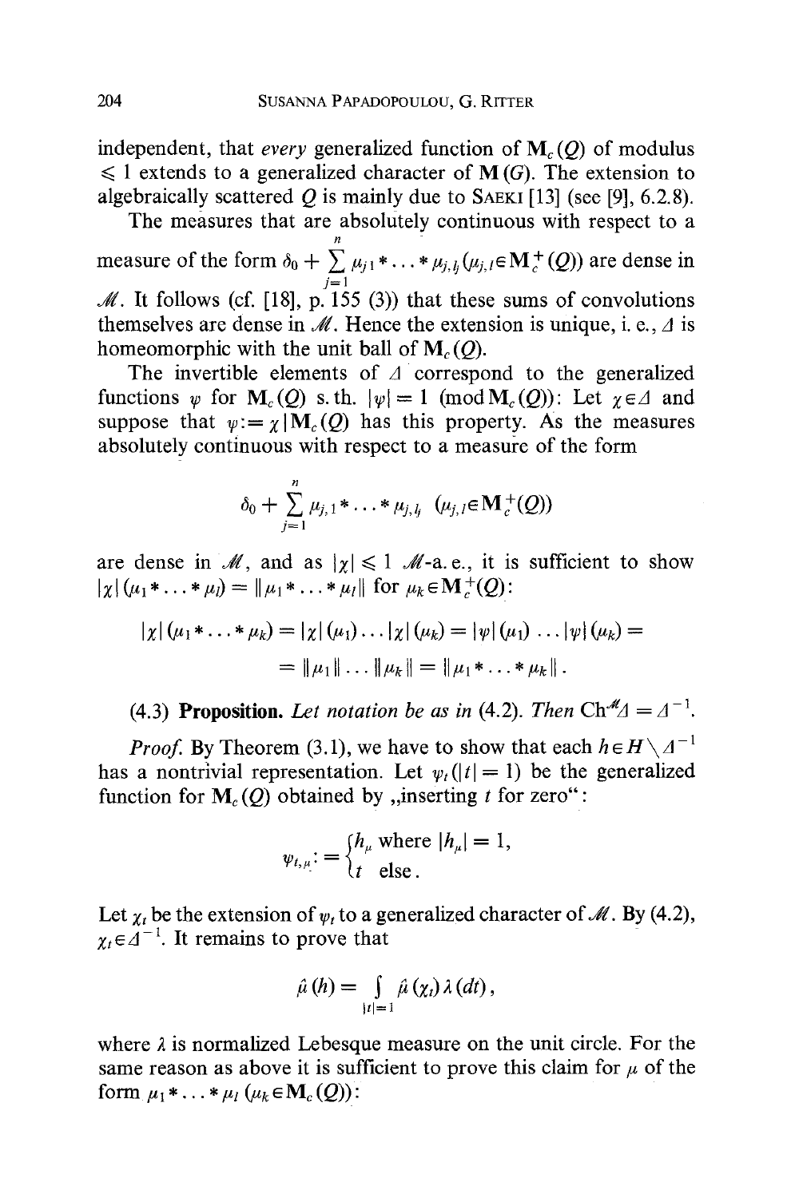independent, that *every* generalized function of $\mathbf{M}_c(Q)$ of modulus $\leqslant 1$ extends to a generalized character of $\mathbf{M}(G)$. The extension to algebraically scattered $Q$ is mainly due to SAEKI [13] (see [9], 6.2.8).

The measures that are absolutely continuous with respect to a measure of the form $\delta_0 + \sum_{j=1}^{n} \mu_{j1} * \ldots * \mu_{j,l_j} (\mu_{j,l} \in \mathbf{M}_c^+(Q))$ are dense in $\mathscr{M}$. It follows (cf. [18], p. 155 (3)) that these sums of convolutions themselves are dense in $\mathscr{M}$. Hence the extension is unique, i. e., $\Delta$ is homeomorphic with the unit ball of $\mathbf{M}_c(Q)$.

The invertible elements of $\Delta$ correspond to the generalized functions $\psi$ for $\mathbf{M}_c(Q)$ s.th. $|\psi| = 1 \pmod{\mathbf{M}_c(Q)}$: Let $\chi \in \Delta$ and suppose that $\psi := \chi | \mathbf{M}_c(Q)$ has this property. As the measures absolutely continuous with respect to a measure of the form

$$\delta_0 + \sum_{j=1}^{n} \mu_{j,1} * \ldots * \mu_{j,l_j} \quad (\mu_{j,l} \in \mathbf{M}_c^+(Q))$$

are dense in $\mathscr{M}$, and as $|\chi| \leqslant 1$ $\mathscr{M}$-a.e., it is sufficient to show $|\chi|(\mu_1 * \ldots * \mu_l) = \|\mu_1 * \ldots * \mu_l\|$ for $\mu_k \in \mathbf{M}_c^+(Q)$:

$$|\chi|(\mu_1 * \ldots * \mu_k) = |\chi|(\mu_1) \ldots |\chi|(\mu_k) = |\psi|(\mu_1) \ldots |\psi|(\mu_k) =$$
$$= \|\mu_1\| \ldots \|\mu_k\| = \|\mu_1 * \ldots * \mu_k\|.$$

(4.3) **Proposition.** *Let notation be as in* (4.2). *Then* $\mathrm{Ch}^{\mathscr{M}}\Delta = \Delta^{-1}$.

*Proof.* By Theorem (3.1), we have to show that each $h \in H \setminus \Delta^{-1}$ has a nontrivial representation. Let $\psi_t (|t| = 1)$ be the generalized function for $\mathbf{M}_c(Q)$ obtained by „inserting $t$ for zero":

$$\psi_{t,\mu} := \begin{cases} h_\mu \text{ where } |h_\mu| = 1, \\ t \text{ else}. \end{cases}$$

Let $\chi_t$ be the extension of $\psi_t$ to a generalized character of $\mathscr{M}$. By (4.2), $\chi_t \in \Delta^{-1}$. It remains to prove that

$$\hat{\mu}(h) = \int_{|t|=1} \hat{\mu}(\chi_t) \lambda(dt),$$

where $\lambda$ is normalized Lebesque measure on the unit circle. For the same reason as above it is sufficient to prove this claim for $\mu$ of the form $\mu_1 * \ldots * \mu_l$ $(\mu_k \in \mathbf{M}_c(Q))$: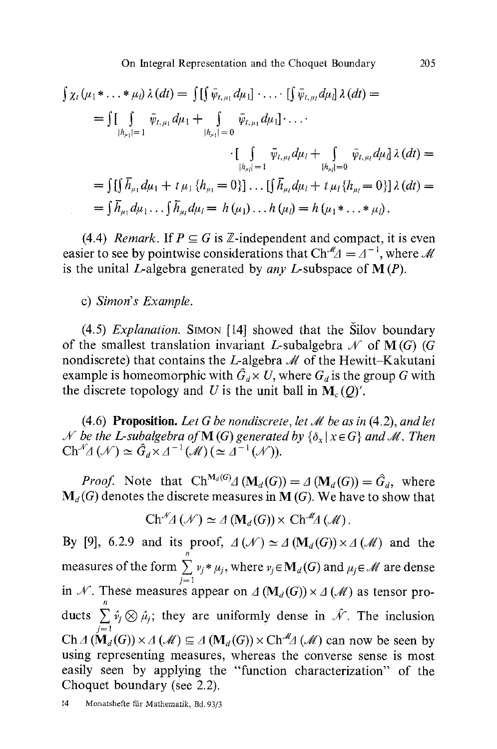$$\int \chi_t(\mu_1 * \ldots * \mu_l)\,\lambda(dt) = \int [\int \bar{\varphi}_{t,\mu_1}\,d\mu_1] \cdot \ldots \cdot [\int \bar{\varphi}_{t,\mu_l}\,d\mu_l]\,\lambda(dt) =$$

$$= \int [\int_{|h_{\mu_1}|=1} \bar{\varphi}_{t,\mu_1}\,d\mu_1 + \int_{|h_{\mu_1}|=0} \bar{\varphi}_{t,\mu_1}\,d\mu_1] \cdot \ldots \cdot$$

$$\cdot [\int_{|h_{\mu_l}|=1} \bar{\varphi}_{t,\mu_l}\,d\mu_l + \int_{|h_{\mu_l}|=0} \bar{\varphi}_{t,\mu_l}\,d\mu_l]\,\lambda(dt) =$$

$$= \int [[\int \bar{h}_{\mu_1}\,d\mu_1 + t\,\mu_1\{h_{\mu_1} = 0\}] \ldots [\int \bar{h}_{\mu_l}\,d\mu_l + t\,\mu_l\{h_{\mu_l} = 0\}]\,\lambda(dt) =$$

$$= \int \bar{h}_{\mu_1}\,d\mu_1 \ldots \int \bar{h}_{\mu_l}\,d\mu_l = h(\mu_1) \ldots h(\mu_l) = h(\mu_1 * \ldots * \mu_l).$$

(4.4) *Remark.* If $P \subseteq G$ is $\mathbb{Z}$-independent and compact, it is even easier to see by pointwise considerations that $\mathrm{Ch}^{\mathcal{M}}\Delta = \Delta^{-1}$, where $\mathcal{M}$ is the unital $L$-algebra generated by *any* $L$-subspace of $\mathbf{M}(P)$.

c) *Simon's Example.*

(4.5) *Explanation.* SIMON [14] showed that the Šilov boundary of the smallest translation invariant $L$-subalgebra $\mathcal{N}$ of $\mathbf{M}(G)$ ($G$ nondiscrete) that contains the $L$-algebra $\mathcal{M}$ of the Hewitt–Kakutani example is homeomorphic with $\hat{G}_d \times U$, where $G_d$ is the group $G$ with the discrete topology and $U$ is the unit ball in $\mathbf{M}_c(Q)'$.

(4.6) **Proposition.** *Let $G$ be nondiscrete, let $\mathcal{M}$ be as in* (4.2), *and let $\mathcal{N}$ be the L-subalgebra of $\mathbf{M}(G)$ generated by $\{\delta_x \mid x \in G\}$ and $\mathcal{M}$. Then $\mathrm{Ch}^{\mathcal{N}}\Delta(\mathcal{N}) \simeq \hat{G}_d \times \Delta^{-1}(\mathcal{M})\ (\simeq \Delta^{-1}(\mathcal{N}))$.*

*Proof.* Note that $\mathrm{Ch}^{\mathbf{M}_d(G)}\Delta(\mathbf{M}_d(G)) = \Delta(\mathbf{M}_d(G)) = \hat{G}_d$, where $\mathbf{M}_d(G)$ denotes the discrete measures in $\mathbf{M}(G)$. We have to show that

$$\mathrm{Ch}^{\mathcal{N}}\Delta(\mathcal{N}) \simeq \Delta(\mathbf{M}_d(G)) \times \mathrm{Ch}^{\mathcal{M}}\Delta(\mathcal{M}).$$

By [9], 6.2.9 and its proof, $\Delta(\mathcal{N}) \simeq \Delta(\mathbf{M}_d(G)) \times \Delta(\mathcal{M})$ and the measures of the form $\sum_{j=1}^{n} \nu_j * \mu_j$, where $\nu_j \in \mathbf{M}_d(G)$ and $\mu_j \in \mathcal{M}$ are dense in $\mathcal{N}$. These measures appear on $\Delta(\mathbf{M}_d(G)) \times \Delta(\mathcal{M})$ as tensor products $\sum_{j=1}^{n} \hat{\nu}_j \otimes \hat{\mu}_j$; they are uniformly dense in $\hat{\mathcal{N}}$. The inclusion $\mathrm{Ch}\,\Delta(\mathbf{M}_d(G)) \times \Delta(\mathcal{M}) \subseteq \Delta(\mathbf{M}_d(G)) \times \mathrm{Ch}^{\mathcal{M}}\Delta(\mathcal{M})$ can now be seen by using representing measures, whereas the converse sense is most easily seen by applying the "function characterization" of the Choquet boundary (see 2.2).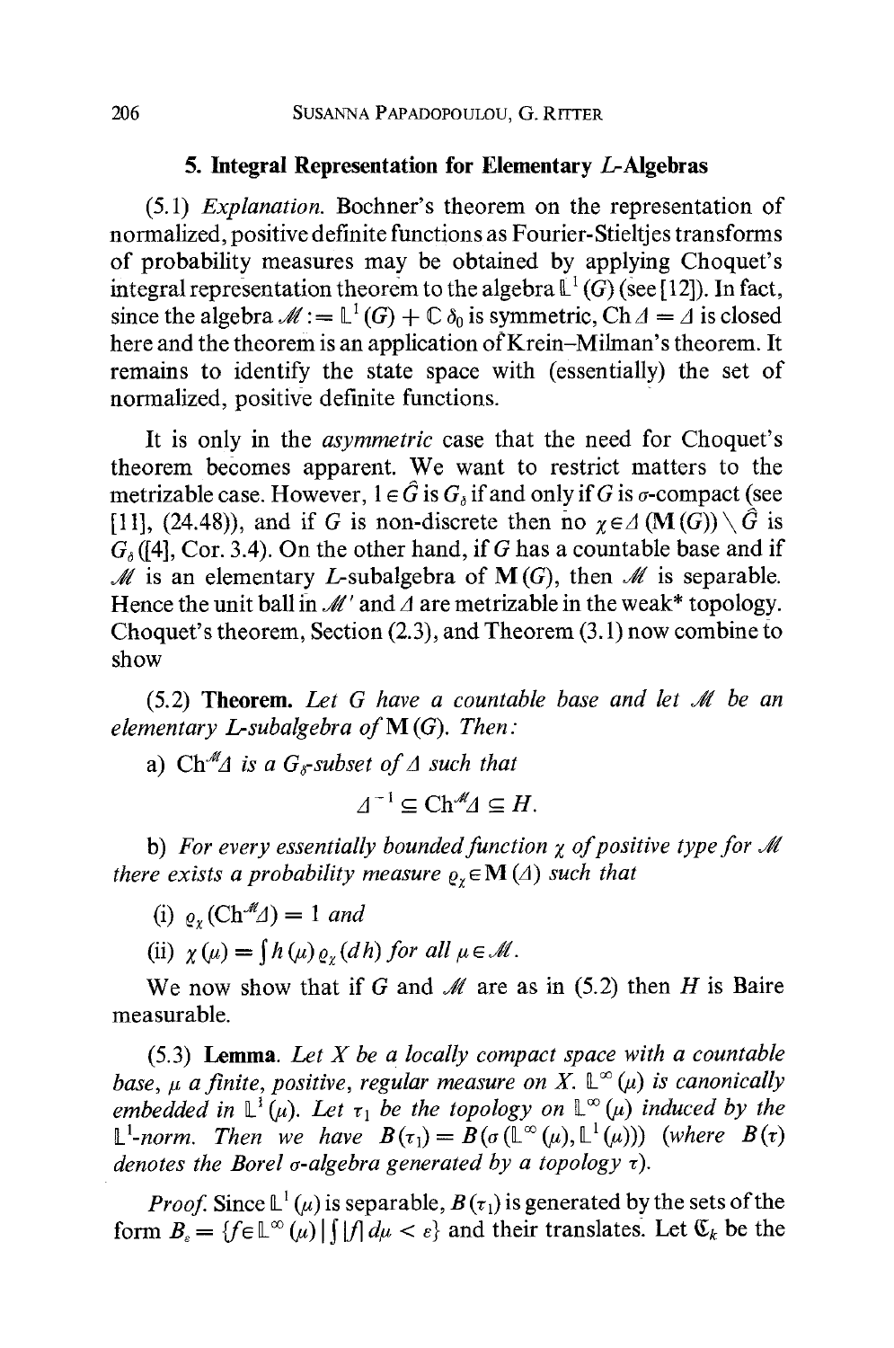## 5. Integral Representation for Elementary $L$-Algebras

(5.1) *Explanation.* Bochner's theorem on the representation of normalized, positive definite functions as Fourier-Stieltjes transforms of probability measures may be obtained by applying Choquet's integral representation theorem to the algebra $\mathbb{L}^1(G)$ (see [12]). In fact, since the algebra $\mathcal{M} := \mathbb{L}^1(G) + \mathbb{C}\,\delta_0$ is symmetric, $\mathrm{Ch}\,\Delta = \Delta$ is closed here and the theorem is an application of Krein–Milman's theorem. It remains to identify the state space with (essentially) the set of normalized, positive definite functions.

It is only in the *asymmetric* case that the need for Choquet's theorem becomes apparent. We want to restrict matters to the metrizable case. However, $1 \in \hat{G}$ is $G_\delta$ if and only if $G$ is $\sigma$-compact (see [11], (24.48)), and if $G$ is non-discrete then no $\chi \in \Delta(\mathbf{M}(G)) \setminus \hat{G}$ is $G_\delta$ ([4], Cor. 3.4). On the other hand, if $G$ has a countable base and if $\mathcal{M}$ is an elementary $L$-subalgebra of $\mathbf{M}(G)$, then $\mathcal{M}$ is separable. Hence the unit ball in $\mathcal{M}'$ and $\Delta$ are metrizable in the weak* topology. Choquet's theorem, Section (2.3), and Theorem (3.1) now combine to show

(5.2) **Theorem.** *Let $G$ have a countable base and let $\mathcal{M}$ be an elementary $L$-subalgebra of $\mathbf{M}(G)$. Then:*

a) *$\mathrm{Ch}^{\mathcal{M}}\Delta$ is a $G_\delta$-subset of $\Delta$ such that*

$$\Delta^{-1} \subseteq \mathrm{Ch}^{\mathcal{M}}\Delta \subseteq H.$$

b) *For every essentially bounded function $\chi$ of positive type for $\mathcal{M}$ there exists a probability measure $\varrho_\chi \in \mathbf{M}(\Delta)$ such that*

(i) *$\varrho_\chi(\mathrm{Ch}^{\mathcal{M}}\Delta) = 1$ and*

(ii) *$\chi(\mu) = \int h(\mu)\,\varrho_\chi(dh)$ for all $\mu \in \mathcal{M}$.*

We now show that if $G$ and $\mathcal{M}$ are as in (5.2) then $H$ is Baire measurable.

(5.3) **Lemma.** *Let $X$ be a locally compact space with a countable base, $\mu$ a finite, positive, regular measure on $X$. $\mathbb{L}^\infty(\mu)$ is canonically embedded in $\mathbb{L}^1(\mu)$. Let $\tau_1$ be the topology on $\mathbb{L}^\infty(\mu)$ induced by the $\mathbb{L}^1$-norm. Then we have $B(\tau_1) = B(\sigma(\mathbb{L}^\infty(\mu), \mathbb{L}^1(\mu)))$ (where $B(\tau)$ denotes the Borel $\sigma$-algebra generated by a topology $\tau$).*

*Proof.* Since $\mathbb{L}^1(\mu)$ is separable, $B(\tau_1)$ is generated by the sets of the form $B_\varepsilon = \{f \in \mathbb{L}^\infty(\mu) \mid \int |f|\,d\mu < \varepsilon\}$ and their translates. Let $\mathfrak{C}_k$ be the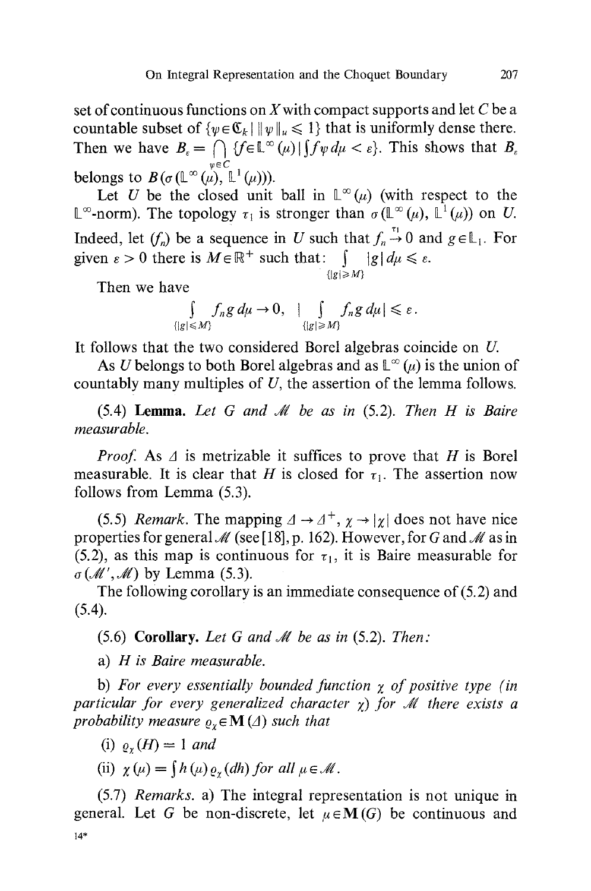set of continuous functions on $X$ with compact supports and let $C$ be a countable subset of $\{\psi \in \mathfrak{C}_k \mid \|\psi\|_u \leqslant 1\}$ that is uniformly dense there. Then we have $B_\varepsilon = \bigcap_{\psi \in C} \{f \in \mathbb{L}^\infty(\mu) \mid \int f\psi\, d\mu < \varepsilon\}$. This shows that $B_\varepsilon$ belongs to $B(\sigma(\mathbb{L}^\infty(\mu), \mathbb{L}^1(\mu)))$.

Let $U$ be the closed unit ball in $\mathbb{L}^\infty(\mu)$ (with respect to the $\mathbb{L}^\infty$-norm). The topology $\tau_1$ is stronger than $\sigma(\mathbb{L}^\infty(\mu), \mathbb{L}^1(\mu))$ on $U$. Indeed, let $(f_n)$ be a sequence in $U$ such that $f_n \xrightarrow{\tau_1} 0$ and $g \in \mathbb{L}_1$. For given $\varepsilon > 0$ there is $M \in \mathbb{R}^+$ such that: $\int_{\{|g| \geqslant M\}} |g|\, d\mu \leqslant \varepsilon$.

Then we have

$$\int_{\{|g| \leqslant M\}} f_n g\, d\mu \to 0, \quad \left| \int_{\{|g| \geqslant M\}} f_n g\, d\mu \right| \leqslant \varepsilon.$$

It follows that the two considered Borel algebras coincide on $U$.

As $U$ belongs to both Borel algebras and as $\mathbb{L}^\infty(\mu)$ is the union of countably many multiples of $U$, the assertion of the lemma follows.

(5.4) **Lemma.** *Let $G$ and $\mathcal{M}$ be as in (5.2). Then $H$ is Baire measurable.*

*Proof.* As $\Delta$ is metrizable it suffices to prove that $H$ is Borel measurable. It is clear that $H$ is closed for $\tau_1$. The assertion now follows from Lemma (5.3).

(5.5) *Remark.* The mapping $\Delta \to \Delta^+$, $\chi \to |\chi|$ does not have nice properties for general $\mathcal{M}$ (see [18], p. 162). However, for $G$ and $\mathcal{M}$ as in (5.2), as this map is continuous for $\tau_1$, it is Baire measurable for $\sigma(\mathcal{M}', \mathcal{M})$ by Lemma (5.3).

The following corollary is an immediate consequence of (5.2) and (5.4).

(5.6) **Corollary.** *Let $G$ and $\mathcal{M}$ be as in (5.2). Then:*

a) *$H$ is Baire measurable.*

b) *For every essentially bounded function $\chi$ of positive type (in particular for every generalized character $\chi$) for $\mathcal{M}$ there exists a probability measure $\varrho_\chi \in \mathbf{M}(\Delta)$ such that*

(i) *$\varrho_\chi(H) = 1$ and*

(ii) *$\chi(\mu) = \int h(\mu)\, \varrho_\chi(dh)$ for all $\mu \in \mathcal{M}$.*

(5.7) *Remarks.* a) The integral representation is not unique in general. Let $G$ be non-discrete, let $\mu \in \mathbf{M}(G)$ be continuous and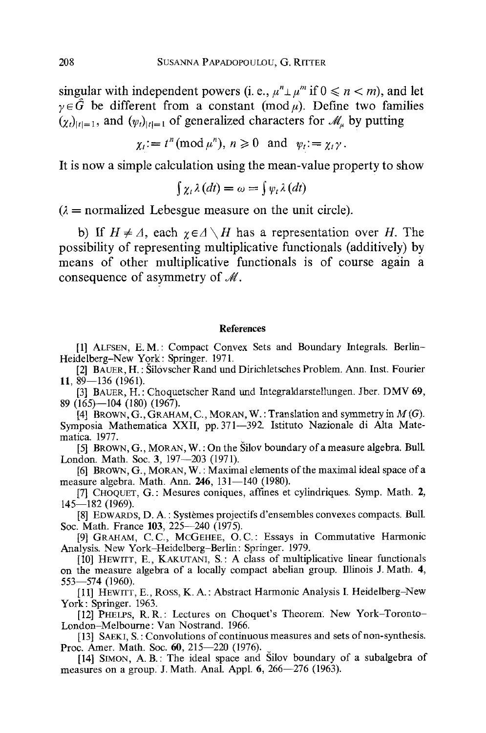singular with independent powers (i. e., $\mu^n \perp \mu^m$ if $0 \leqslant n < m$), and let $\gamma \in \hat{G}$ be different from a constant $(\bmod\, \mu)$. Define two families $(\chi_t)_{|t|=1}$, and $(\psi_t)_{|t|=1}$ of generalized characters for $\mathscr{M}_\mu$ by putting

$$\chi_t := t^n (\bmod\, \mu^n),\ n \geqslant 0 \quad \text{and} \quad \psi_t := \chi_t \gamma .$$

It is now a simple calculation using the mean-value property to show

$$\int \chi_t \lambda(dt) = \omega = \int \psi_t \lambda(dt)$$

($\lambda$ = normalized Lebesgue measure on the unit circle).

b) If $H \neq \Delta$, each $\chi \in \Delta \setminus H$ has a representation over $H$. The possibility of representing multiplicative functionals (additively) by means of other multiplicative functionals is of course again a consequence of asymmetry of $\mathscr{M}$.

## References

[1] ALFSEN, E. M.: Compact Convex Sets and Boundary Integrals. Berlin–Heidelberg–New York: Springer. 1971.

[2] BAUER, H.: Šilovscher Rand und Dirichletsches Problem. Ann. Inst. Fourier **11**, 89—136 (1961).

[3] BAUER, H.: Choquetscher Rand und Integraldarstellungen. Jber. DMV **69**, 89 (165)—104 (180) (1967).

[4] BROWN, G., GRAHAM, C., MORAN, W.: Translation and symmetry in $M(G)$. Symposia Mathematica XXII, pp. 371—392. Istituto Nazionale di Alta Matematica. 1977.

[5] BROWN, G., MORAN, W.: On the Šilov boundary of a measure algebra. Bull. London. Math. Soc. **3**, 197—203 (1971).

[6] BROWN, G., MORAN, W.: Maximal elements of the maximal ideal space of a measure algebra. Math. Ann. **246**, 131—140 (1980).

[7] CHOQUET, G.: Mesures coniques, affines et cylindriques. Symp. Math. **2**, 145—182 (1969).

[8] EDWARDS, D. A.: Systèmes projectifs d'ensembles convexes compacts. Bull. Soc. Math. France **103**, 225—240 (1975).

[9] GRAHAM, C. C., MCGEHEE, O. C.: Essays in Commutative Harmonic Analysis. New York–Heidelberg–Berlin: Springer. 1979.

[10] HEWITT, E., KAKUTANI, S.: A class of multiplicative linear functionals on the measure algebra of a locally compact abelian group. Illinois J. Math. **4**, 553—574 (1960).

[11] HEWITT, E., ROSS, K. A.: Abstract Harmonic Analysis I. Heidelberg–New York: Springer. 1963.

[12] PHELPS, R. R.: Lectures on Choquet's Theorem. New York–Toronto–London–Melbourne: Van Nostrand. 1966.

[13] SAEKI, S.: Convolutions of continuous measures and sets of non-synthesis. Proc. Amer. Math. Soc. **60**, 215—220 (1976).

[14] SIMON, A. B.: The ideal space and Šilov boundary of a subalgebra of measures on a group. J. Math. Anal. Appl. **6**, 266—276 (1963).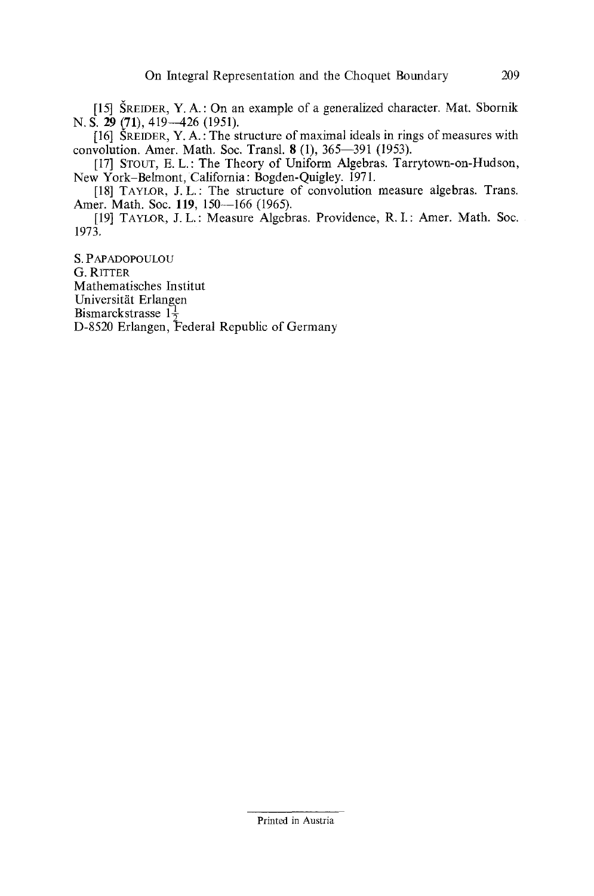[15] ŠREIDER, Y. A.: On an example of a generalized character. Mat. Sbornik N. S. **29** (**71**), 419—426 (1951).

[16] ŠREIDER, Y. A.: The structure of maximal ideals in rings of measures with convolution. Amer. Math. Soc. Transl. **8** (1), 365—391 (1953).

[17] STOUT, E. L.: The Theory of Uniform Algebras. Tarrytown-on-Hudson, New York–Belmont, California: Bogden-Quigley. 1971.

[18] TAYLOR, J. L.: The structure of convolution measure algebras. Trans. Amer. Math. Soc. **119**, 150—166 (1965).

[19] TAYLOR, J. L.: Measure Algebras. Providence, R. I.: Amer. Math. Soc. 1973.

S. PAPADOPOULOU
G. RITTER
Mathematisches Institut
Universität Erlangen
Bismarckstrasse $1\frac{1}{2}$
D-8520 Erlangen, Federal Republic of Germany

Printed in Austria